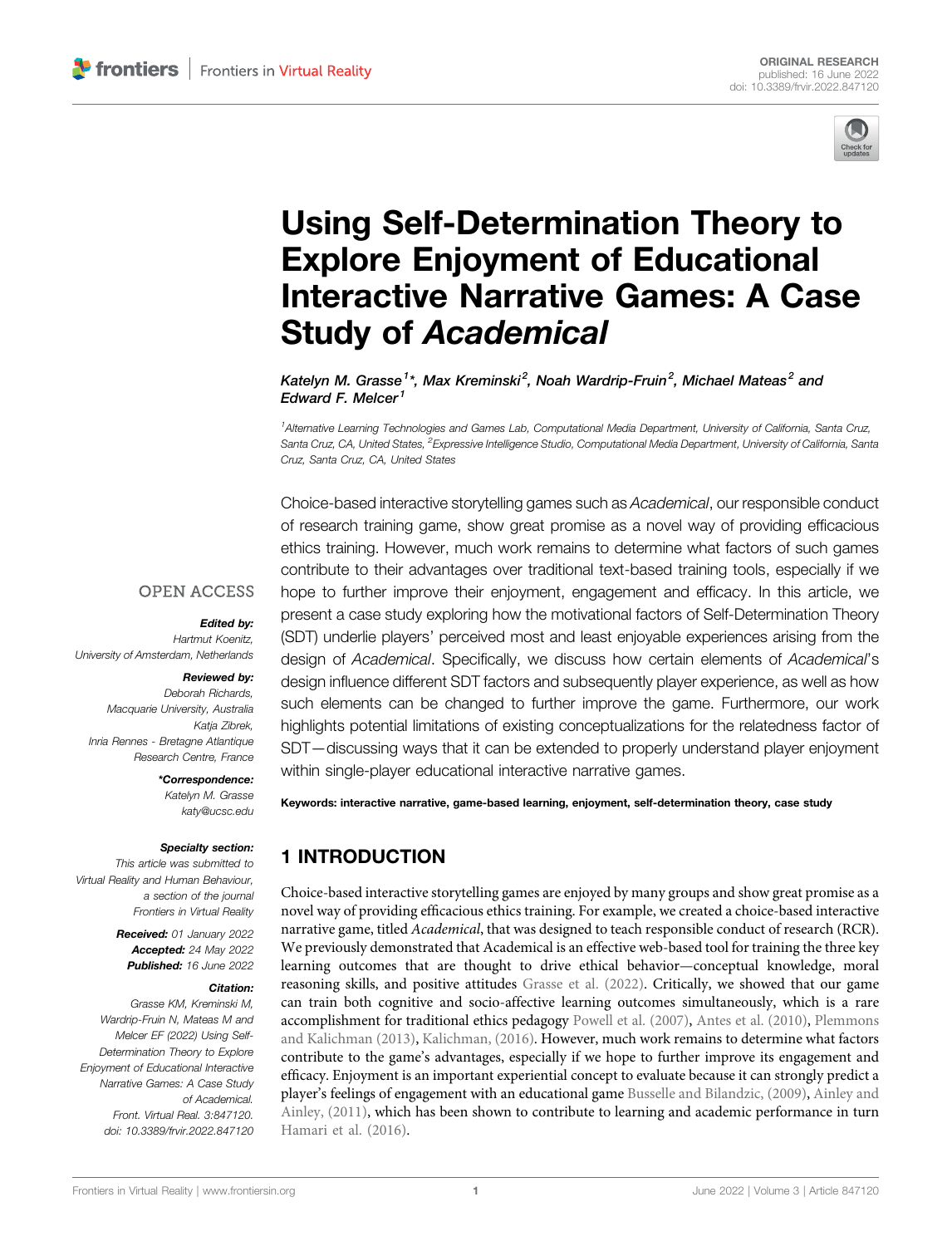ORIGINAL RESEARCH
published: 16 June 2022
doi: 10.3389/frvir.2022.847120

# Using Self-Determination Theory to Explore Enjoyment of Educational Interactive Narrative Games: A Case Study of *Academical*

**Katelyn M. Grasse[1]\*, Max Kreminski[2], Noah Wardrip-Fruin[2], Michael Mateas[2] and Edward F. Melcer[1]**

[1]Alternative Learning Technologies and Games Lab, Computational Media Department, University of California, Santa Cruz, Santa Cruz, CA, United States, [2]Expressive Intelligence Studio, Computational Media Department, University of California, Santa Cruz, Santa Cruz, CA, United States

Choice-based interactive storytelling games such as *Academical*, our responsible conduct of research training game, show great promise as a novel way of providing efficacious ethics training. However, much work remains to determine what factors of such games contribute to their advantages over traditional text-based training tools, especially if we hope to further improve their enjoyment, engagement and efficacy. In this article, we present a case study exploring how the motivational factors of Self-Determination Theory (SDT) underlie players' perceived most and least enjoyable experiences arising from the design of *Academical*. Specifically, we discuss how certain elements of *Academical*'s design influence different SDT factors and subsequently player experience, as well as how such elements can be changed to further improve the game. Furthermore, our work highlights potential limitations of existing conceptualizations for the relatedness factor of SDT—discussing ways that it can be extended to properly understand player enjoyment within single-player educational interactive narrative games.

**Keywords: interactive narrative, game-based learning, enjoyment, self-determination theory, case study**

OPEN ACCESS

***Edited by:***
Hartmut Koenitz,
University of Amsterdam, Netherlands

***Reviewed by:***
Deborah Richards,
Macquarie University, Australia
Katja Zibrek,
Inria Rennes - Bretagne Atlantique Research Centre, France

***\*Correspondence:***
Katelyn M. Grasse
katy@ucsc.edu

***Specialty section:***
This article was submitted to Virtual Reality and Human Behaviour, a section of the journal Frontiers in Virtual Reality

***Received:*** 01 January 2022
***Accepted:*** 24 May 2022
***Published:*** 16 June 2022

***Citation:***
Grasse KM, Kreminski M, Wardrip-Fruin N, Mateas M and Melcer EF (2022) Using Self-Determination Theory to Explore Enjoyment of Educational Interactive Narrative Games: A Case Study of Academical. Front. Virtual Real. 3:847120. doi: 10.3389/frvir.2022.847120

## 1 INTRODUCTION

Choice-based interactive storytelling games are enjoyed by many groups and show great promise as a novel way of providing efficacious ethics training. For example, we created a choice-based interactive narrative game, titled *Academical*, that was designed to teach responsible conduct of research (RCR). We previously demonstrated that Academical is an effective web-based tool for training the three key learning outcomes that are thought to drive ethical behavior—conceptual knowledge, moral reasoning skills, and positive attitudes Grasse et al. (2022). Critically, we showed that our game can train both cognitive and socio-affective learning outcomes simultaneously, which is a rare accomplishment for traditional ethics pedagogy Powell et al. (2007), Antes et al. (2010), Plemmons and Kalichman (2013), Kalichman, (2016). However, much work remains to determine what factors contribute to the game's advantages, especially if we hope to further improve its engagement and efficacy. Enjoyment is an important experiential concept to evaluate because it can strongly predict a player's feelings of engagement with an educational game Busselle and Bilandzic, (2009), Ainley and Ainley, (2011), which has been shown to contribute to learning and academic performance in turn Hamari et al. (2016).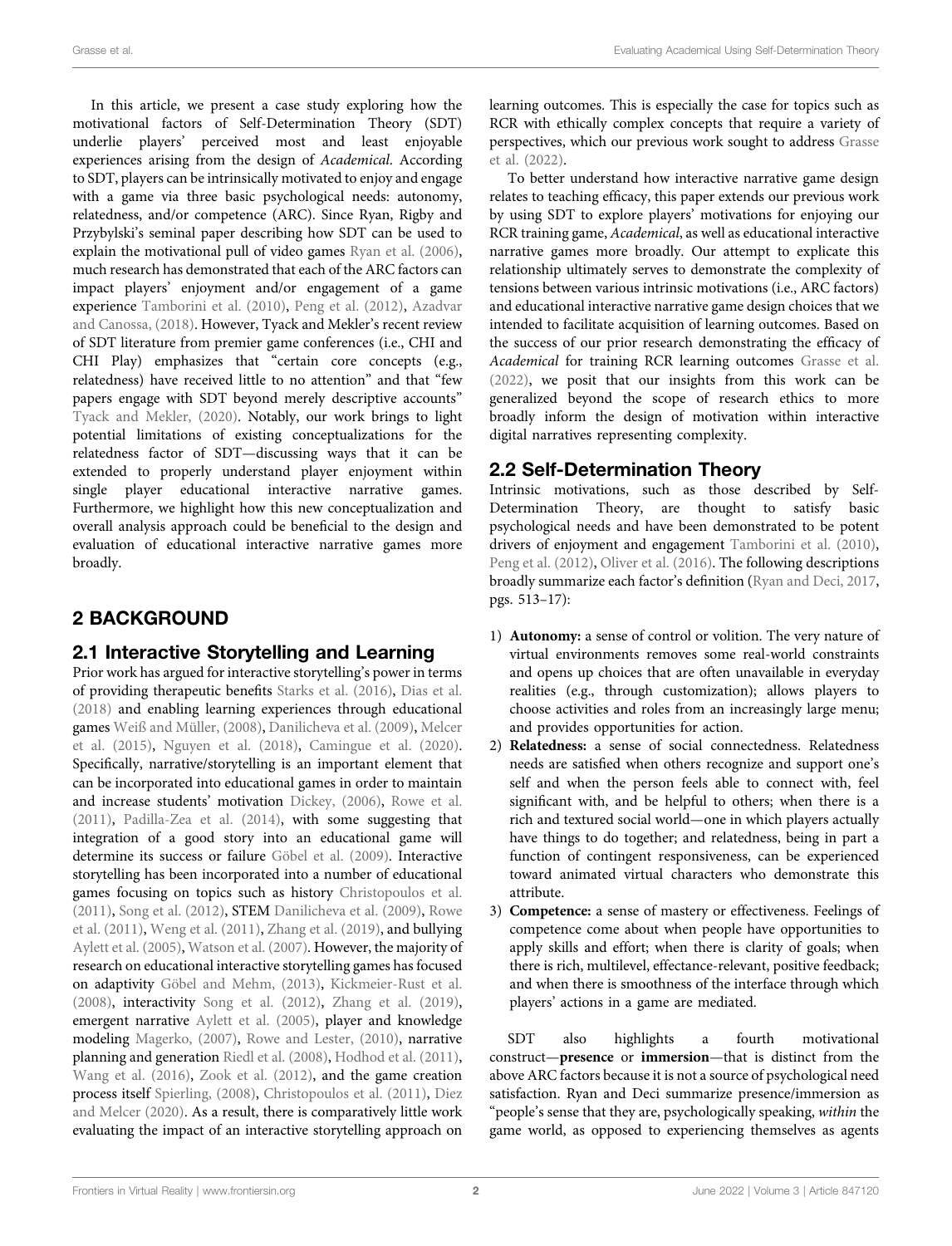In this article, we present a case study exploring how the motivational factors of Self-Determination Theory (SDT) underlie players' perceived most and least enjoyable experiences arising from the design of *Academical*. According to SDT, players can be intrinsically motivated to enjoy and engage with a game via three basic psychological needs: autonomy, relatedness, and/or competence (ARC). Since Ryan, Rigby and Przybylski's seminal paper describing how SDT can be used to explain the motivational pull of video games Ryan et al. (2006), much research has demonstrated that each of the ARC factors can impact players' enjoyment and/or engagement of a game experience Tamborini et al. (2010), Peng et al. (2012), Azadvar and Canossa, (2018). However, Tyack and Mekler's recent review of SDT literature from premier game conferences (i.e., CHI and CHI Play) emphasizes that "certain core concepts (e.g., relatedness) have received little to no attention" and that "few papers engage with SDT beyond merely descriptive accounts" Tyack and Mekler, (2020). Notably, our work brings to light potential limitations of existing conceptualizations for the relatedness factor of SDT—discussing ways that it can be extended to properly understand player enjoyment within single player educational interactive narrative games. Furthermore, we highlight how this new conceptualization and overall analysis approach could be beneficial to the design and evaluation of educational interactive narrative games more broadly.

## 2 BACKGROUND

### 2.1 Interactive Storytelling and Learning

Prior work has argued for interactive storytelling's power in terms of providing therapeutic benefits Starks et al. (2016), Dias et al. (2018) and enabling learning experiences through educational games Weiß and Müller, (2008), Danilicheva et al. (2009), Melcer et al. (2015), Nguyen et al. (2018), Camingue et al. (2020). Specifically, narrative/storytelling is an important element that can be incorporated into educational games in order to maintain and increase students' motivation Dickey, (2006), Rowe et al. (2011), Padilla-Zea et al. (2014), with some suggesting that integration of a good story into an educational game will determine its success or failure Göbel et al. (2009). Interactive storytelling has been incorporated into a number of educational games focusing on topics such as history Christopoulos et al. (2011), Song et al. (2012), STEM Danilicheva et al. (2009), Rowe et al. (2011), Weng et al. (2011), Zhang et al. (2019), and bullying Aylett et al. (2005), Watson et al. (2007). However, the majority of research on educational interactive storytelling games has focused on adaptivity Göbel and Mehm, (2013), Kickmeier-Rust et al. (2008), interactivity Song et al. (2012), Zhang et al. (2019), emergent narrative Aylett et al. (2005), player and knowledge modeling Magerko, (2007), Rowe and Lester, (2010), narrative planning and generation Riedl et al. (2008), Hodhod et al. (2011), Wang et al. (2016), Zook et al. (2012), and the game creation process itself Spierling, (2008), Christopoulos et al. (2011), Diez and Melcer (2020). As a result, there is comparatively little work evaluating the impact of an interactive storytelling approach on learning outcomes. This is especially the case for topics such as RCR with ethically complex concepts that require a variety of perspectives, which our previous work sought to address Grasse et al. (2022).

To better understand how interactive narrative game design relates to teaching efficacy, this paper extends our previous work by using SDT to explore players' motivations for enjoying our RCR training game, *Academical*, as well as educational interactive narrative games more broadly. Our attempt to explicate this relationship ultimately serves to demonstrate the complexity of tensions between various intrinsic motivations (i.e., ARC factors) and educational interactive narrative game design choices that we intended to facilitate acquisition of learning outcomes. Based on the success of our prior research demonstrating the efficacy of *Academical* for training RCR learning outcomes Grasse et al. (2022), we posit that our insights from this work can be generalized beyond the scope of research ethics to more broadly inform the design of motivation within interactive digital narratives representing complexity.

### 2.2 Self-Determination Theory

Intrinsic motivations, such as those described by Self-Determination Theory, are thought to satisfy basic psychological needs and have been demonstrated to be potent drivers of enjoyment and engagement Tamborini et al. (2010), Peng et al. (2012), Oliver et al. (2016). The following descriptions broadly summarize each factor's definition (Ryan and Deci, 2017, pgs. 513–17):

1) **Autonomy:** a sense of control or volition. The very nature of virtual environments removes some real-world constraints and opens up choices that are often unavailable in everyday realities (e.g., through customization); allows players to choose activities and roles from an increasingly large menu; and provides opportunities for action.
2) **Relatedness:** a sense of social connectedness. Relatedness needs are satisfied when others recognize and support one's self and when the person feels able to connect with, feel significant with, and be helpful to others; when there is a rich and textured social world—one in which players actually have things to do together; and relatedness, being in part a function of contingent responsiveness, can be experienced toward animated virtual characters who demonstrate this attribute.
3) **Competence:** a sense of mastery or effectiveness. Feelings of competence come about when people have opportunities to apply skills and effort; when there is clarity of goals; when there is rich, multilevel, effectance-relevant, positive feedback; and when there is smoothness of the interface through which players' actions in a game are mediated.

SDT also highlights a fourth motivational construct—**presence** or **immersion**—that is distinct from the above ARC factors because it is not a source of psychological need satisfaction. Ryan and Deci summarize presence/immersion as "people's sense that they are, psychologically speaking, *within* the game world, as opposed to experiencing themselves as agents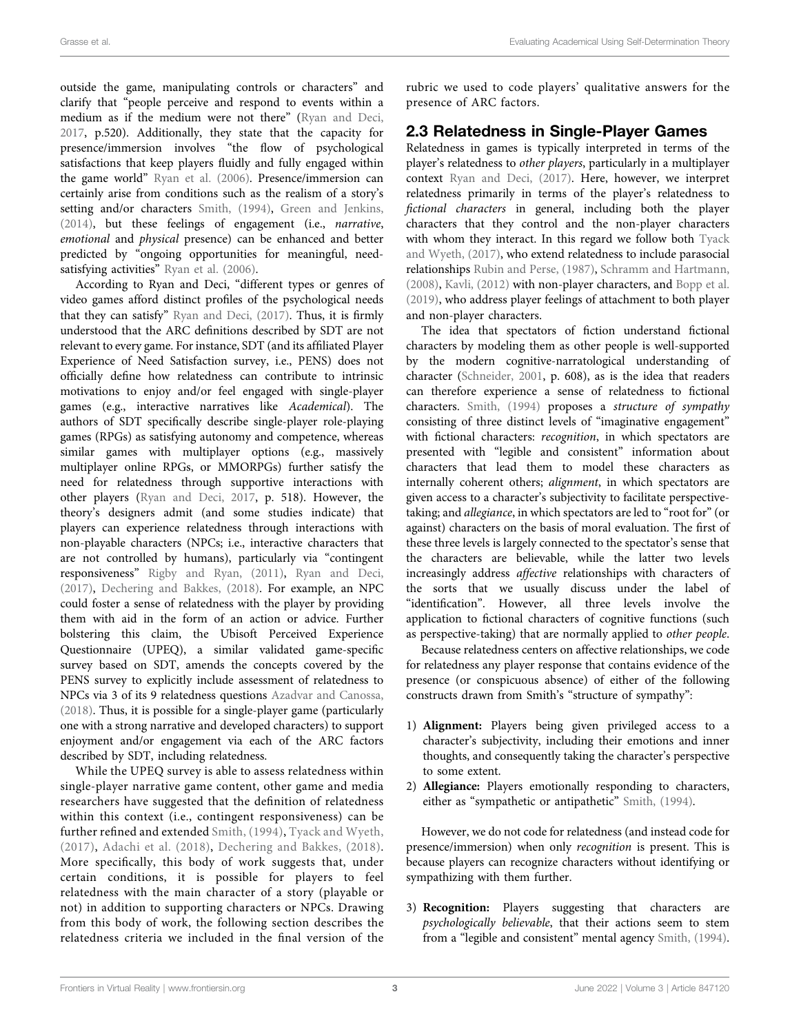outside the game, manipulating controls or characters" and clarify that "people perceive and respond to events within a medium as if the medium were not there" (Ryan and Deci, 2017, p.520). Additionally, they state that the capacity for presence/immersion involves "the flow of psychological satisfactions that keep players fluidly and fully engaged within the game world" Ryan et al. (2006). Presence/immersion can certainly arise from conditions such as the realism of a story's setting and/or characters Smith, (1994), Green and Jenkins, (2014), but these feelings of engagement (i.e., *narrative*, *emotional* and *physical* presence) can be enhanced and better predicted by "ongoing opportunities for meaningful, need-satisfying activities" Ryan et al. (2006).

According to Ryan and Deci, "different types or genres of video games afford distinct profiles of the psychological needs that they can satisfy" Ryan and Deci, (2017). Thus, it is firmly understood that the ARC definitions described by SDT are not relevant to every game. For instance, SDT (and its affiliated Player Experience of Need Satisfaction survey, i.e., PENS) does not officially define how relatedness can contribute to intrinsic motivations to enjoy and/or feel engaged with single-player games (e.g., interactive narratives like *Academical*). The authors of SDT specifically describe single-player role-playing games (RPGs) as satisfying autonomy and competence, whereas similar games with multiplayer options (e.g., massively multiplayer online RPGs, or MMORPGs) further satisfy the need for relatedness through supportive interactions with other players (Ryan and Deci, 2017, p. 518). However, the theory's designers admit (and some studies indicate) that players can experience relatedness through interactions with non-playable characters (NPCs; i.e., interactive characters that are not controlled by humans), particularly via "contingent responsiveness" Rigby and Ryan, (2011), Ryan and Deci, (2017), Dechering and Bakkes, (2018). For example, an NPC could foster a sense of relatedness with the player by providing them with aid in the form of an action or advice. Further bolstering this claim, the Ubisoft Perceived Experience Questionnaire (UPEQ), a similar validated game-specific survey based on SDT, amends the concepts covered by the PENS survey to explicitly include assessment of relatedness to NPCs via 3 of its 9 relatedness questions Azadvar and Canossa, (2018). Thus, it is possible for a single-player game (particularly one with a strong narrative and developed characters) to support enjoyment and/or engagement via each of the ARC factors described by SDT, including relatedness.

While the UPEQ survey is able to assess relatedness within single-player narrative game content, other game and media researchers have suggested that the definition of relatedness within this context (i.e., contingent responsiveness) can be further refined and extended Smith, (1994), Tyack and Wyeth, (2017), Adachi et al. (2018), Dechering and Bakkes, (2018). More specifically, this body of work suggests that, under certain conditions, it is possible for players to feel relatedness with the main character of a story (playable or not) in addition to supporting characters or NPCs. Drawing from this body of work, the following section describes the relatedness criteria we included in the final version of the rubric we used to code players' qualitative answers for the presence of ARC factors.

## 2.3 Relatedness in Single-Player Games

Relatedness in games is typically interpreted in terms of the player's relatedness to *other players*, particularly in a multiplayer context Ryan and Deci, (2017). Here, however, we interpret relatedness primarily in terms of the player's relatedness to *fictional characters* in general, including both the player characters that they control and the non-player characters with whom they interact. In this regard we follow both Tyack and Wyeth, (2017), who extend relatedness to include parasocial relationships Rubin and Perse, (1987), Schramm and Hartmann, (2008), Kavli, (2012) with non-player characters, and Bopp et al. (2019), who address player feelings of attachment to both player and non-player characters.

The idea that spectators of fiction understand fictional characters by modeling them as other people is well-supported by the modern cognitive-narratological understanding of character (Schneider, 2001, p. 608), as is the idea that readers can therefore experience a sense of relatedness to fictional characters. Smith, (1994) proposes a *structure of sympathy* consisting of three distinct levels of "imaginative engagement" with fictional characters: *recognition*, in which spectators are presented with "legible and consistent" information about characters that lead them to model these characters as internally coherent others; *alignment*, in which spectators are given access to a character's subjectivity to facilitate perspective-taking; and *allegiance*, in which spectators are led to "root for" (or against) characters on the basis of moral evaluation. The first of these three levels is largely connected to the spectator's sense that the characters are believable, while the latter two levels increasingly address *affective* relationships with characters of the sorts that we usually discuss under the label of "identification". However, all three levels involve the application to fictional characters of cognitive functions (such as perspective-taking) that are normally applied to *other people*.

Because relatedness centers on affective relationships, we code for relatedness any player response that contains evidence of the presence (or conspicuous absence) of either of the following constructs drawn from Smith's "structure of sympathy":

1) **Alignment:** Players being given privileged access to a character's subjectivity, including their emotions and inner thoughts, and consequently taking the character's perspective to some extent.
2) **Allegiance:** Players emotionally responding to characters, either as "sympathetic or antipathetic" Smith, (1994).

However, we do not code for relatedness (and instead code for presence/immersion) when only *recognition* is present. This is because players can recognize characters without identifying or sympathizing with them further.

3) **Recognition:** Players suggesting that characters are *psychologically believable*, that their actions seem to stem from a "legible and consistent" mental agency Smith, (1994).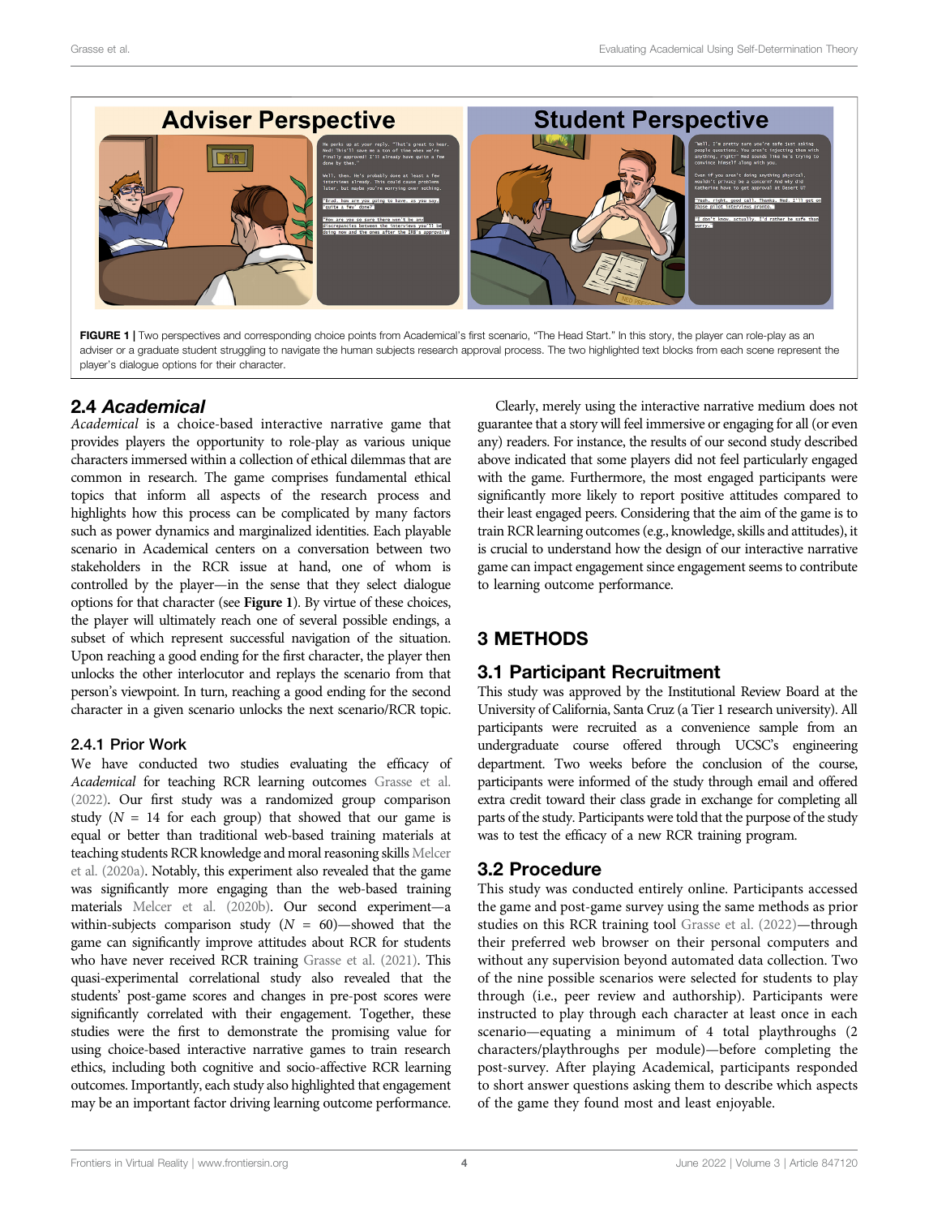FIGURE 1 | Two perspectives and corresponding choice points from Academical's first scenario, "The Head Start." In this story, the player can role-play as an adviser or a graduate student struggling to navigate the human subjects research approval process. The two highlighted text blocks from each scene represent the player's dialogue options for their character.

## 2.4 *Academical*

*Academical* is a choice-based interactive narrative game that provides players the opportunity to role-play as various unique characters immersed within a collection of ethical dilemmas that are common in research. The game comprises fundamental ethical topics that inform all aspects of the research process and highlights how this process can be complicated by many factors such as power dynamics and marginalized identities. Each playable scenario in Academical centers on a conversation between two stakeholders in the RCR issue at hand, one of whom is controlled by the player—in the sense that they select dialogue options for that character (see **Figure 1**). By virtue of these choices, the player will ultimately reach one of several possible endings, a subset of which represent successful navigation of the situation. Upon reaching a good ending for the first character, the player then unlocks the other interlocutor and replays the scenario from that person's viewpoint. In turn, reaching a good ending for the second character in a given scenario unlocks the next scenario/RCR topic.

### 2.4.1 Prior Work

We have conducted two studies evaluating the efficacy of *Academical* for teaching RCR learning outcomes Grasse et al. (2022). Our first study was a randomized group comparison study ($N$ = 14 for each group) that showed that our game is equal or better than traditional web-based training materials at teaching students RCR knowledge and moral reasoning skills Melcer et al. (2020a). Notably, this experiment also revealed that the game was significantly more engaging than the web-based training materials Melcer et al. (2020b). Our second experiment—a within-subjects comparison study ($N$ = 60)—showed that the game can significantly improve attitudes about RCR for students who have never received RCR training Grasse et al. (2021). This quasi-experimental correlational study also revealed that the students' post-game scores and changes in pre-post scores were significantly correlated with their engagement. Together, these studies were the first to demonstrate the promising value for using choice-based interactive narrative games to train research ethics, including both cognitive and socio-affective RCR learning outcomes. Importantly, each study also highlighted that engagement may be an important factor driving learning outcome performance.

Clearly, merely using the interactive narrative medium does not guarantee that a story will feel immersive or engaging for all (or even any) readers. For instance, the results of our second study described above indicated that some players did not feel particularly engaged with the game. Furthermore, the most engaged participants were significantly more likely to report positive attitudes compared to their least engaged peers. Considering that the aim of the game is to train RCR learning outcomes (e.g., knowledge, skills and attitudes), it is crucial to understand how the design of our interactive narrative game can impact engagement since engagement seems to contribute to learning outcome performance.

# 3 METHODS

## 3.1 Participant Recruitment

This study was approved by the Institutional Review Board at the University of California, Santa Cruz (a Tier 1 research university). All participants were recruited as a convenience sample from an undergraduate course offered through UCSC's engineering department. Two weeks before the conclusion of the course, participants were informed of the study through email and offered extra credit toward their class grade in exchange for completing all parts of the study. Participants were told that the purpose of the study was to test the efficacy of a new RCR training program.

## 3.2 Procedure

This study was conducted entirely online. Participants accessed the game and post-game survey using the same methods as prior studies on this RCR training tool Grasse et al. (2022)—through their preferred web browser on their personal computers and without any supervision beyond automated data collection. Two of the nine possible scenarios were selected for students to play through (i.e., peer review and authorship). Participants were instructed to play through each character at least once in each scenario—equating a minimum of 4 total playthroughs (2 characters/playthroughs per module)—before completing the post-survey. After playing Academical, participants responded to short answer questions asking them to describe which aspects of the game they found most and least enjoyable.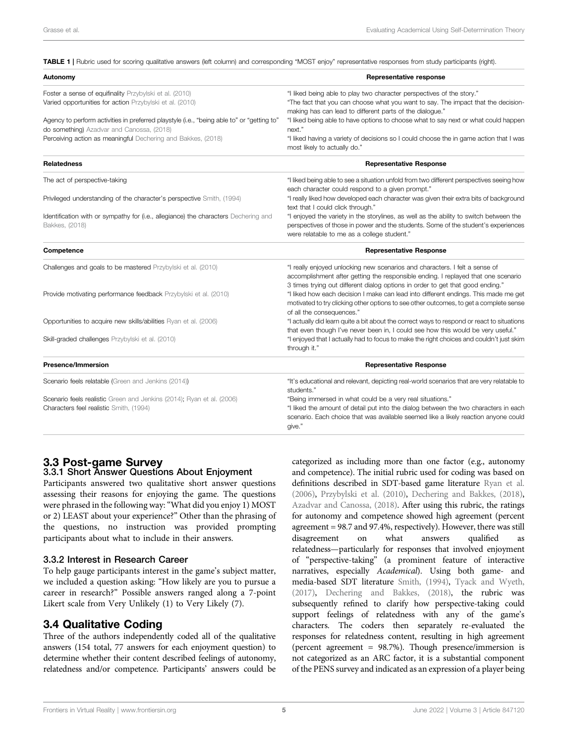**TABLE 1 |** Rubric used for scoring qualitative answers (left column) and corresponding "MOST enjoy" representative responses from study participants (right).

| Autonomy | Representative response |
|---|---|
| Foster a sense of equifinality Przybylski et al. (2010) | "I liked being able to play two character perspectives of the story." |
| Varied opportunities for action Przybylski et al. (2010) | "The fact that you can choose what you want to say. The impact that the decision-making has can lead to different parts of the dialogue." |
| Agency to perform activities in preferred playstyle (i.e., "being able to" or "getting to" do something) Azadvar and Canossa, (2018) | "I liked being able to have options to choose what to say next or what could happen next." |
| Perceiving action as meaningful Dechering and Bakkes, (2018) | "I liked having a variety of decisions so I could choose the in game action that I was most likely to actually do." |
| **Relatedness** | **Representative Response** |
| The act of perspective-taking | "I liked being able to see a situation unfold from two different perspectives seeing how each character could respond to a given prompt." |
| Privileged understanding of the character's perspective Smith, (1994) | "I really liked how developed each character was given their extra bits of background text that I could click through." |
| Identification with or sympathy for (i.e., allegiance) the characters Dechering and Bakkes, (2018) | "I enjoyed the variety in the storylines, as well as the ability to switch between the perspectives of those in power and the students. Some of the student's experiences were relatable to me as a college student." |
| **Competence** | **Representative Response** |
| Challenges and goals to be mastered Przybylski et al. (2010) | "I really enjoyed unlocking new scenarios and characters. I felt a sense of accomplishment after getting the responsible ending. I replayed that one scenario 3 times trying out different dialog options in order to get that good ending." |
| Provide motivating performance feedback Przybylski et al. (2010) | "I liked how each decision I make can lead into different endings. This made me get motivated to try clicking other options to see other outcomes, to get a complete sense of all the consequences." |
| Opportunities to acquire new skills/abilities Ryan et al. (2006) | "I actually did learn quite a bit about the correct ways to respond or react to situations that even though I've never been in, I could see how this would be very useful." |
| Skill-graded challenges Przybylski et al. (2010) | "I enjoyed that I actually had to focus to make the right choices and couldn't just skim through it." |
| **Presence/Immersion** | **Representative Response** |
| Scenario feels relatable (Green and Jenkins (2014)) | "It's educational and relevant, depicting real-world scenarios that are very relatable to students." |
| Scenario feels realistic Green and Jenkins (2014); Ryan et al. (2006) | "Being immersed in what could be a very real situations." |
| Characters feel realistic Smith, (1994) | "I liked the amount of detail put into the dialog between the two characters in each scenario. Each choice that was available seemed like a likely reaction anyone could give." |

## 3.3 Post-game Survey

### 3.3.1 Short Answer Questions About Enjoyment

Participants answered two qualitative short answer questions assessing their reasons for enjoying the game. The questions were phrased in the following way: "What did you enjoy 1) MOST or 2) LEAST about your experience?" Other than the phrasing of the questions, no instruction was provided prompting participants about what to include in their answers.

### 3.3.2 Interest in Research Career

To help gauge participants interest in the game's subject matter, we included a question asking: "How likely are you to pursue a career in research?" Possible answers ranged along a 7-point Likert scale from Very Unlikely (1) to Very Likely (7).

## 3.4 Qualitative Coding

Three of the authors independently coded all of the qualitative answers (154 total, 77 answers for each enjoyment question) to determine whether their content described feelings of autonomy, relatedness and/or competence. Participants' answers could be categorized as including more than one factor (e.g., autonomy and competence). The initial rubric used for coding was based on definitions described in SDT-based game literature Ryan et al. (2006), Przybylski et al. (2010), Dechering and Bakkes, (2018), Azadvar and Canossa, (2018). After using this rubric, the ratings for autonomy and competence showed high agreement (percent agreement = 98.7 and 97.4%, respectively). However, there was still disagreement on what answers qualified as relatedness—particularly for responses that involved enjoyment of "perspective-taking" (a prominent feature of interactive narratives, especially *Academical*). Using both game- and media-based SDT literature Smith, (1994), Tyack and Wyeth, (2017), Dechering and Bakkes, (2018), the rubric was subsequently refined to clarify how perspective-taking could support feelings of relatedness with any of the game's characters. The coders then separately re-evaluated the responses for relatedness content, resulting in high agreement (percent agreement = 98.7%). Though presence/immersion is not categorized as an ARC factor, it is a substantial component of the PENS survey and indicated as an expression of a player being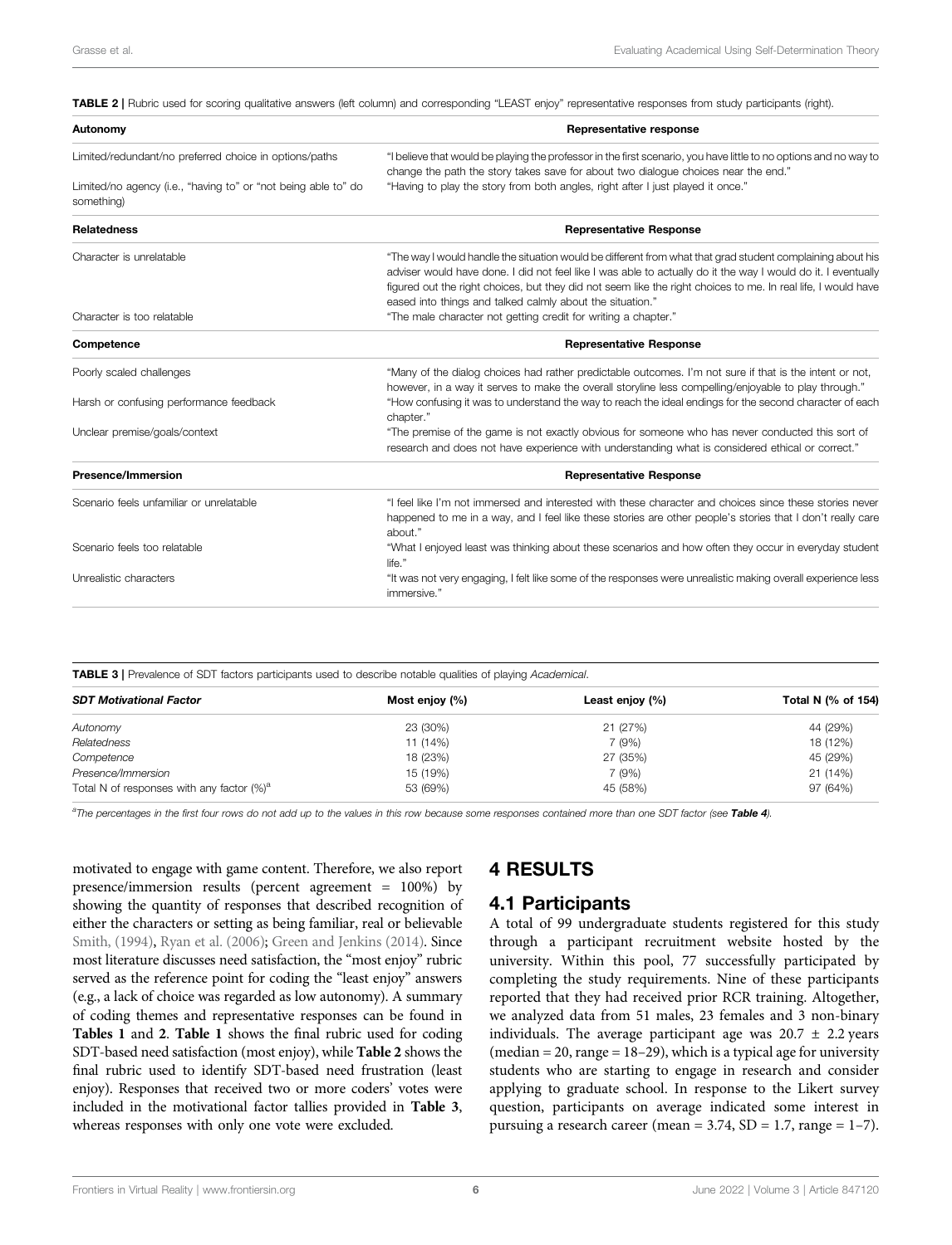**TABLE 2** | Rubric used for scoring qualitative answers (left column) and corresponding "LEAST enjoy" representative responses from study participants (right).

| Autonomy | Representative response |
|---|---|
| Limited/redundant/no preferred choice in options/paths | "I believe that would be playing the professor in the first scenario, you have little to no options and no way to change the path the story takes save for about two dialogue choices near the end." |
| Limited/no agency (i.e., "having to" or "not being able to" do something) | "Having to play the story from both angles, right after I just played it once." |
| **Relatedness** | **Representative Response** |
| Character is unrelatable | "The way I would handle the situation would be different from what that grad student complaining about his adviser would have done. I did not feel like I was able to actually do it the way I would do it. I eventually figured out the right choices, but they did not seem like the right choices to me. In real life, I would have eased into things and talked calmly about the situation." |
| Character is too relatable | "The male character not getting credit for writing a chapter." |
| **Competence** | **Representative Response** |
| Poorly scaled challenges | "Many of the dialog choices had rather predictable outcomes. I'm not sure if that is the intent or not, however, in a way it serves to make the overall storyline less compelling/enjoyable to play through." |
| Harsh or confusing performance feedback | "How confusing it was to understand the way to reach the ideal endings for the second character of each chapter." |
| Unclear premise/goals/context | "The premise of the game is not exactly obvious for someone who has never conducted this sort of research and does not have experience with understanding what is considered ethical or correct." |
| **Presence/Immersion** | **Representative Response** |
| Scenario feels unfamiliar or unrelatable | "I feel like I'm not immersed and interested with these character and choices since these stories never happened to me in a way, and I feel like these stories are other people's stories that I don't really care about." |
| Scenario feels too relatable | "What I enjoyed least was thinking about these scenarios and how often they occur in everyday student life." |
| Unrealistic characters | "It was not very engaging, I felt like some of the responses were unrealistic making overall experience less immersive." |

**TABLE 3** | Prevalence of SDT factors participants used to describe notable qualities of playing *Academical*.

| *SDT Motivational Factor* | Most enjoy (%) | Least enjoy (%) | Total N (% of 154) |
|---|---|---|---|
| *Autonomy* | 23 (30%) | 21 (27%) | 44 (29%) |
| *Relatedness* | 11 (14%) | 7 (9%) | 18 (12%) |
| *Competence* | 18 (23%) | 27 (35%) | 45 (29%) |
| *Presence/Immersion* | 15 (19%) | 7 (9%) | 21 (14%) |
| Total N of responses with any factor (%)[a] | 53 (69%) | 45 (58%) | 97 (64%) |

[a]*The percentages in the first four rows do not add up to the values in this row because some responses contained more than one SDT factor (see* ***Table 4****).*

motivated to engage with game content. Therefore, we also report presence/immersion results (percent agreement = 100%) by showing the quantity of responses that described recognition of either the characters or setting as being familiar, real or believable Smith, (1994), Ryan et al. (2006); Green and Jenkins (2014). Since most literature discusses need satisfaction, the "most enjoy" rubric served as the reference point for coding the "least enjoy" answers (e.g., a lack of choice was regarded as low autonomy). A summary of coding themes and representative responses can be found in **Tables 1** and **2**. **Table 1** shows the final rubric used for coding SDT-based need satisfaction (most enjoy), while **Table 2** shows the final rubric used to identify SDT-based need frustration (least enjoy). Responses that received two or more coders' votes were included in the motivational factor tallies provided in **Table 3**, whereas responses with only one vote were excluded.

# 4 RESULTS

## 4.1 Participants

A total of 99 undergraduate students registered for this study through a participant recruitment website hosted by the university. Within this pool, 77 successfully participated by completing the study requirements. Nine of these participants reported that they had received prior RCR training. Altogether, we analyzed data from 51 males, 23 females and 3 non-binary individuals. The average participant age was 20.7 ± 2.2 years (median = 20, range = 18–29), which is a typical age for university students who are starting to engage in research and consider applying to graduate school. In response to the Likert survey question, participants on average indicated some interest in pursuing a research career (mean = 3.74, SD = 1.7, range = 1–7).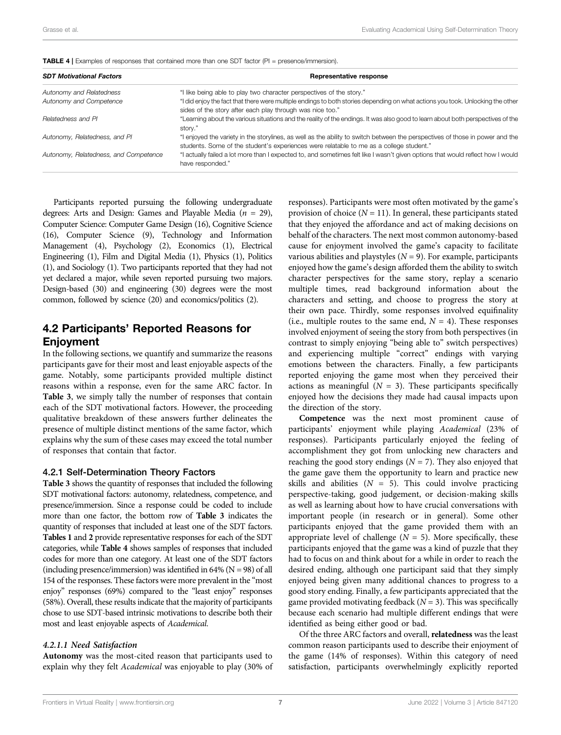**TABLE 4 |** Examples of responses that contained more than one SDT factor (PI = presence/immersion).

| *SDT Motivational Factors* | Representative response |
|---|---|
| *Autonomy and Relatedness* | "I like being able to play two character perspectives of the story." |
| *Autonomy and Competence* | "I did enjoy the fact that there were multiple endings to both stories depending on what actions you took. Unlocking the other sides of the story after each play through was nice too." |
| *Relatedness and PI* | "Learning about the various situations and the reality of the endings. It was also good to learn about both perspectives of the story." |
| *Autonomy, Relatedness, and PI* | "I enjoyed the variety in the storylines, as well as the ability to switch between the perspectives of those in power and the students. Some of the student's experiences were relatable to me as a college student." |
| *Autonomy, Relatedness, and Competence* | "I actually failed a lot more than I expected to, and sometimes felt like I wasn't given options that would reflect how I would have responded." |

Participants reported pursuing the following undergraduate degrees: Arts and Design: Games and Playable Media (*n* = 29), Computer Science: Computer Game Design (16), Cognitive Science (16), Computer Science (9), Technology and Information Management (4), Psychology (2), Economics (1), Electrical Engineering (1), Film and Digital Media (1), Physics (1), Politics (1), and Sociology (1). Two participants reported that they had not yet declared a major, while seven reported pursuing two majors. Design-based (30) and engineering (30) degrees were the most common, followed by science (20) and economics/politics (2).

## 4.2 Participants' Reported Reasons for Enjoyment

In the following sections, we quantify and summarize the reasons participants gave for their most and least enjoyable aspects of the game. Notably, some participants provided multiple distinct reasons within a response, even for the same ARC factor. In **Table 3**, we simply tally the number of responses that contain each of the SDT motivational factors. However, the proceeding qualitative breakdown of these answers further delineates the presence of multiple distinct mentions of the same factor, which explains why the sum of these cases may exceed the total number of responses that contain that factor.

### 4.2.1 Self-Determination Theory Factors

**Table 3** shows the quantity of responses that included the following SDT motivational factors: autonomy, relatedness, competence, and presence/immersion. Since a response could be coded to include more than one factor, the bottom row of **Table 3** indicates the quantity of responses that included at least one of the SDT factors. **Tables 1** and **2** provide representative responses for each of the SDT categories, while **Table 4** shows samples of responses that included codes for more than one category. At least one of the SDT factors (including presence/immersion) was identified in 64% (N = 98) of all 154 of the responses. These factors were more prevalent in the "most enjoy" responses (69%) compared to the "least enjoy" responses (58%). Overall, these results indicate that the majority of participants chose to use SDT-based intrinsic motivations to describe both their most and least enjoyable aspects of *Academical*.

#### *4.2.1.1 Need Satisfaction*

**Autonomy** was the most-cited reason that participants used to explain why they felt *Academical* was enjoyable to play (30% of responses). Participants were most often motivated by the game's provision of choice (*N* = 11). In general, these participants stated that they enjoyed the affordance and act of making decisions on behalf of the characters. The next most common autonomy-based cause for enjoyment involved the game's capacity to facilitate various abilities and playstyles (*N* = 9). For example, participants enjoyed how the game's design afforded them the ability to switch character perspectives for the same story, replay a scenario multiple times, read background information about the characters and setting, and choose to progress the story at their own pace. Thirdly, some responses involved equifinality (i.e., multiple routes to the same end, *N* = 4). These responses involved enjoyment of seeing the story from both perspectives (in contrast to simply enjoying "being able to" switch perspectives) and experiencing multiple "correct" endings with varying emotions between the characters. Finally, a few participants reported enjoying the game most when they perceived their actions as meaningful (*N* = 3). These participants specifically enjoyed how the decisions they made had causal impacts upon the direction of the story.

**Competence** was the next most prominent cause of participants' enjoyment while playing *Academical* (23% of responses). Participants particularly enjoyed the feeling of accomplishment they got from unlocking new characters and reaching the good story endings (*N* = 7). They also enjoyed that the game gave them the opportunity to learn and practice new skills and abilities (*N* = 5). This could involve practicing perspective-taking, good judgement, or decision-making skills as well as learning about how to have crucial conversations with important people (in research or in general). Some other participants enjoyed that the game provided them with an appropriate level of challenge (*N* = 5). More specifically, these participants enjoyed that the game was a kind of puzzle that they had to focus on and think about for a while in order to reach the desired ending, although one participant said that they simply enjoyed being given many additional chances to progress to a good story ending. Finally, a few participants appreciated that the game provided motivating feedback (*N* = 3). This was specifically because each scenario had multiple different endings that were identified as being either good or bad.

Of the three ARC factors and overall, **relatedness** was the least common reason participants used to describe their enjoyment of the game (14% of responses). Within this category of need satisfaction, participants overwhelmingly explicitly reported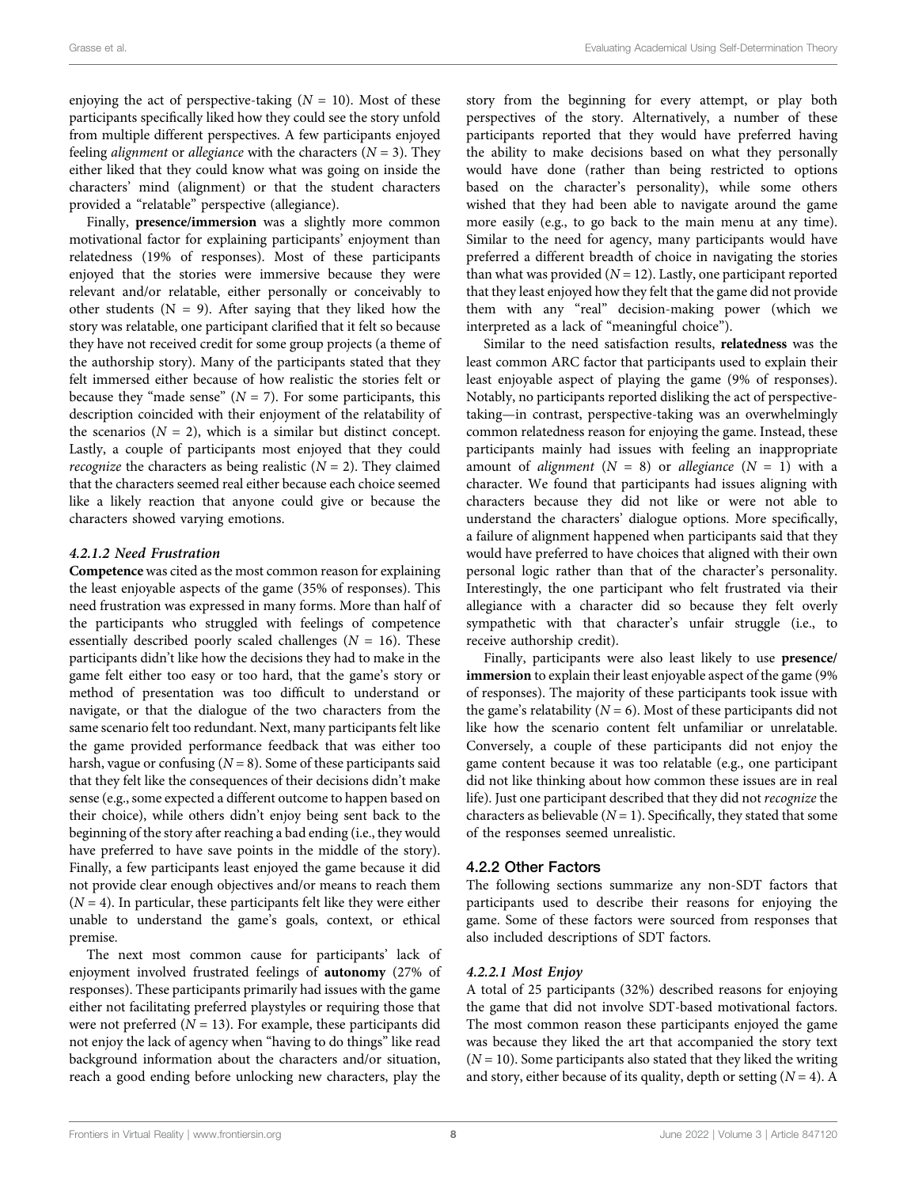enjoying the act of perspective-taking ($N$ = 10). Most of these participants specifically liked how they could see the story unfold from multiple different perspectives. A few participants enjoyed feeling *alignment* or *allegiance* with the characters ($N$ = 3). They either liked that they could know what was going on inside the characters' mind (alignment) or that the student characters provided a "relatable" perspective (allegiance).

Finally, **presence/immersion** was a slightly more common motivational factor for explaining participants' enjoyment than relatedness (19% of responses). Most of these participants enjoyed that the stories were immersive because they were relevant and/or relatable, either personally or conceivably to other students (N = 9). After saying that they liked how the story was relatable, one participant clarified that it felt so because they have not received credit for some group projects (a theme of the authorship story). Many of the participants stated that they felt immersed either because of how realistic the stories felt or because they "made sense" ($N$ = 7). For some participants, this description coincided with their enjoyment of the relatability of the scenarios ($N$ = 2), which is a similar but distinct concept. Lastly, a couple of participants most enjoyed that they could *recognize* the characters as being realistic ($N$ = 2). They claimed that the characters seemed real either because each choice seemed like a likely reaction that anyone could give or because the characters showed varying emotions.

#### *4.2.1.2 Need Frustration*

**Competence** was cited as the most common reason for explaining the least enjoyable aspects of the game (35% of responses). This need frustration was expressed in many forms. More than half of the participants who struggled with feelings of competence essentially described poorly scaled challenges ($N$ = 16). These participants didn't like how the decisions they had to make in the game felt either too easy or too hard, that the game's story or method of presentation was too difficult to understand or navigate, or that the dialogue of the two characters from the same scenario felt too redundant. Next, many participants felt like the game provided performance feedback that was either too harsh, vague or confusing ($N$ = 8). Some of these participants said that they felt like the consequences of their decisions didn't make sense (e.g., some expected a different outcome to happen based on their choice), while others didn't enjoy being sent back to the beginning of the story after reaching a bad ending (i.e., they would have preferred to have save points in the middle of the story). Finally, a few participants least enjoyed the game because it did not provide clear enough objectives and/or means to reach them ($N$ = 4). In particular, these participants felt like they were either unable to understand the game's goals, context, or ethical premise.

The next most common cause for participants' lack of enjoyment involved frustrated feelings of **autonomy** (27% of responses). These participants primarily had issues with the game either not facilitating preferred playstyles or requiring those that were not preferred ($N$ = 13). For example, these participants did not enjoy the lack of agency when "having to do things" like read background information about the characters and/or situation, reach a good ending before unlocking new characters, play the story from the beginning for every attempt, or play both perspectives of the story. Alternatively, a number of these participants reported that they would have preferred having the ability to make decisions based on what they personally would have done (rather than being restricted to options based on the character's personality), while some others wished that they had been able to navigate around the game more easily (e.g., to go back to the main menu at any time). Similar to the need for agency, many participants would have preferred a different breadth of choice in navigating the stories than what was provided ($N$ = 12). Lastly, one participant reported that they least enjoyed how they felt that the game did not provide them with any "real" decision-making power (which we interpreted as a lack of "meaningful choice").

Similar to the need satisfaction results, **relatedness** was the least common ARC factor that participants used to explain their least enjoyable aspect of playing the game (9% of responses). Notably, no participants reported disliking the act of perspective-taking—in contrast, perspective-taking was an overwhelmingly common relatedness reason for enjoying the game. Instead, these participants mainly had issues with feeling an inappropriate amount of *alignment* ($N$ = 8) or *allegiance* ($N$ = 1) with a character. We found that participants had issues aligning with characters because they did not like or were not able to understand the characters' dialogue options. More specifically, a failure of alignment happened when participants said that they would have preferred to have choices that aligned with their own personal logic rather than that of the character's personality. Interestingly, the one participant who felt frustrated via their allegiance with a character did so because they felt overly sympathetic with that character's unfair struggle (i.e., to receive authorship credit).

Finally, participants were also least likely to use **presence/ immersion** to explain their least enjoyable aspect of the game (9% of responses). The majority of these participants took issue with the game's relatability ($N$ = 6). Most of these participants did not like how the scenario content felt unfamiliar or unrelatable. Conversely, a couple of these participants did not enjoy the game content because it was too relatable (e.g., one participant did not like thinking about how common these issues are in real life). Just one participant described that they did not *recognize* the characters as believable ($N$ = 1). Specifically, they stated that some of the responses seemed unrealistic.

### 4.2.2 Other Factors

The following sections summarize any non-SDT factors that participants used to describe their reasons for enjoying the game. Some of these factors were sourced from responses that also included descriptions of SDT factors.

#### *4.2.2.1 Most Enjoy*

A total of 25 participants (32%) described reasons for enjoying the game that did not involve SDT-based motivational factors. The most common reason these participants enjoyed the game was because they liked the art that accompanied the story text ($N$ = 10). Some participants also stated that they liked the writing and story, either because of its quality, depth or setting ($N$ = 4). A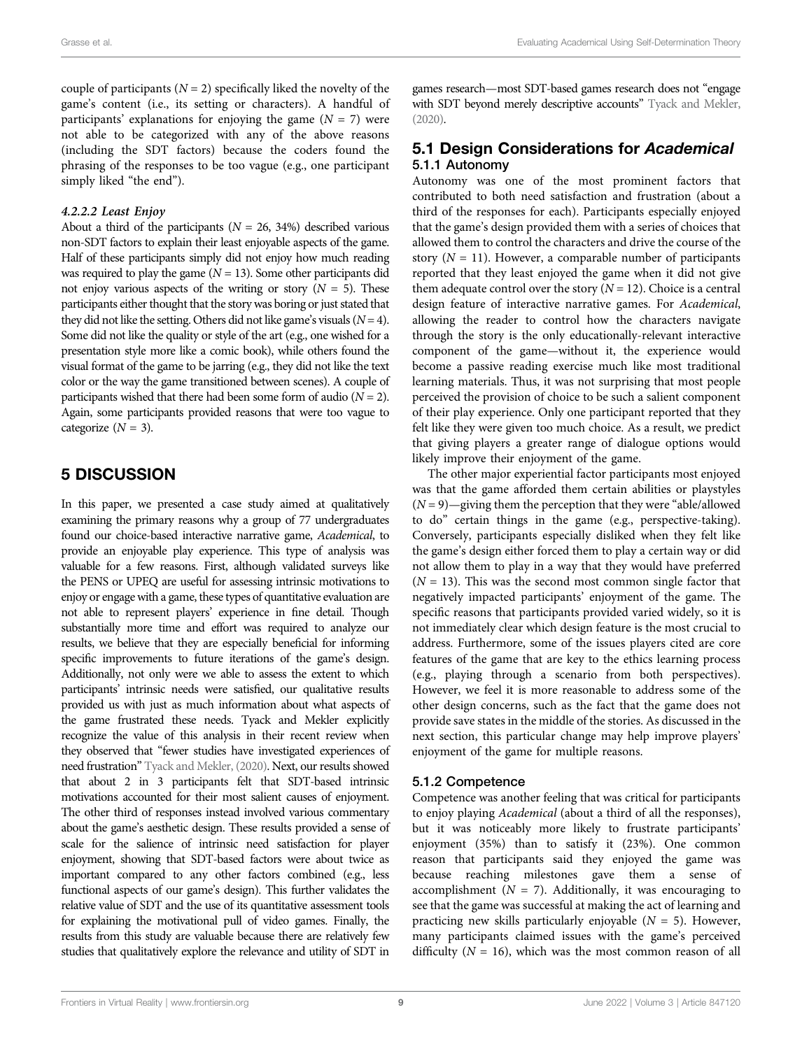couple of participants ($N = 2$) specifically liked the novelty of the game's content (i.e., its setting or characters). A handful of participants' explanations for enjoying the game ($N = 7$) were not able to be categorized with any of the above reasons (including the SDT factors) because the coders found the phrasing of the responses to be too vague (e.g., one participant simply liked "the end").

#### *4.2.2.2 Least Enjoy*

About a third of the participants ($N = 26$, 34%) described various non-SDT factors to explain their least enjoyable aspects of the game. Half of these participants simply did not enjoy how much reading was required to play the game ($N = 13$). Some other participants did not enjoy various aspects of the writing or story ($N = 5$). These participants either thought that the story was boring or just stated that they did not like the setting. Others did not like game's visuals ($N = 4$). Some did not like the quality or style of the art (e.g., one wished for a presentation style more like a comic book), while others found the visual format of the game to be jarring (e.g., they did not like the text color or the way the game transitioned between scenes). A couple of participants wished that there had been some form of audio ($N = 2$). Again, some participants provided reasons that were too vague to categorize ($N = 3$).

## 5 DISCUSSION

In this paper, we presented a case study aimed at qualitatively examining the primary reasons why a group of 77 undergraduates found our choice-based interactive narrative game, *Academical*, to provide an enjoyable play experience. This type of analysis was valuable for a few reasons. First, although validated surveys like the PENS or UPEQ are useful for assessing intrinsic motivations to enjoy or engage with a game, these types of quantitative evaluation are not able to represent players' experience in fine detail. Though substantially more time and effort was required to analyze our results, we believe that they are especially beneficial for informing specific improvements to future iterations of the game's design. Additionally, not only were we able to assess the extent to which participants' intrinsic needs were satisfied, our qualitative results provided us with just as much information about what aspects of the game frustrated these needs. Tyack and Mekler explicitly recognize the value of this analysis in their recent review when they observed that "fewer studies have investigated experiences of need frustration" Tyack and Mekler, (2020). Next, our results showed that about 2 in 3 participants felt that SDT-based intrinsic motivations accounted for their most salient causes of enjoyment. The other third of responses instead involved various commentary about the game's aesthetic design. These results provided a sense of scale for the salience of intrinsic need satisfaction for player enjoyment, showing that SDT-based factors were about twice as important compared to any other factors combined (e.g., less functional aspects of our game's design). This further validates the relative value of SDT and the use of its quantitative assessment tools for explaining the motivational pull of video games. Finally, the results from this study are valuable because there are relatively few studies that qualitatively explore the relevance and utility of SDT in games research—most SDT-based games research does not "engage with SDT beyond merely descriptive accounts" Tyack and Mekler, (2020).

### 5.1 Design Considerations for *Academical*

#### 5.1.1 Autonomy

Autonomy was one of the most prominent factors that contributed to both need satisfaction and frustration (about a third of the responses for each). Participants especially enjoyed that the game's design provided them with a series of choices that allowed them to control the characters and drive the course of the story ($N = 11$). However, a comparable number of participants reported that they least enjoyed the game when it did not give them adequate control over the story ($N = 12$). Choice is a central design feature of interactive narrative games. For *Academical*, allowing the reader to control how the characters navigate through the story is the only educationally-relevant interactive component of the game—without it, the experience would become a passive reading exercise much like most traditional learning materials. Thus, it was not surprising that most people perceived the provision of choice to be such a salient component of their play experience. Only one participant reported that they felt like they were given too much choice. As a result, we predict that giving players a greater range of dialogue options would likely improve their enjoyment of the game.

The other major experiential factor participants most enjoyed was that the game afforded them certain abilities or playstyles ($N = 9$)—giving them the perception that they were "able/allowed to do" certain things in the game (e.g., perspective-taking). Conversely, participants especially disliked when they felt like the game's design either forced them to play a certain way or did not allow them to play in a way that they would have preferred ($N = 13$). This was the second most common single factor that negatively impacted participants' enjoyment of the game. The specific reasons that participants provided varied widely, so it is not immediately clear which design feature is the most crucial to address. Furthermore, some of the issues players cited are core features of the game that are key to the ethics learning process (e.g., playing through a scenario from both perspectives). However, we feel it is more reasonable to address some of the other design concerns, such as the fact that the game does not provide save states in the middle of the stories. As discussed in the next section, this particular change may help improve players' enjoyment of the game for multiple reasons.

#### 5.1.2 Competence

Competence was another feeling that was critical for participants to enjoy playing *Academical* (about a third of all the responses), but it was noticeably more likely to frustrate participants' enjoyment (35%) than to satisfy it (23%). One common reason that participants said they enjoyed the game was because reaching milestones gave them a sense of accomplishment ($N = 7$). Additionally, it was encouraging to see that the game was successful at making the act of learning and practicing new skills particularly enjoyable ($N = 5$). However, many participants claimed issues with the game's perceived difficulty ($N = 16$), which was the most common reason of all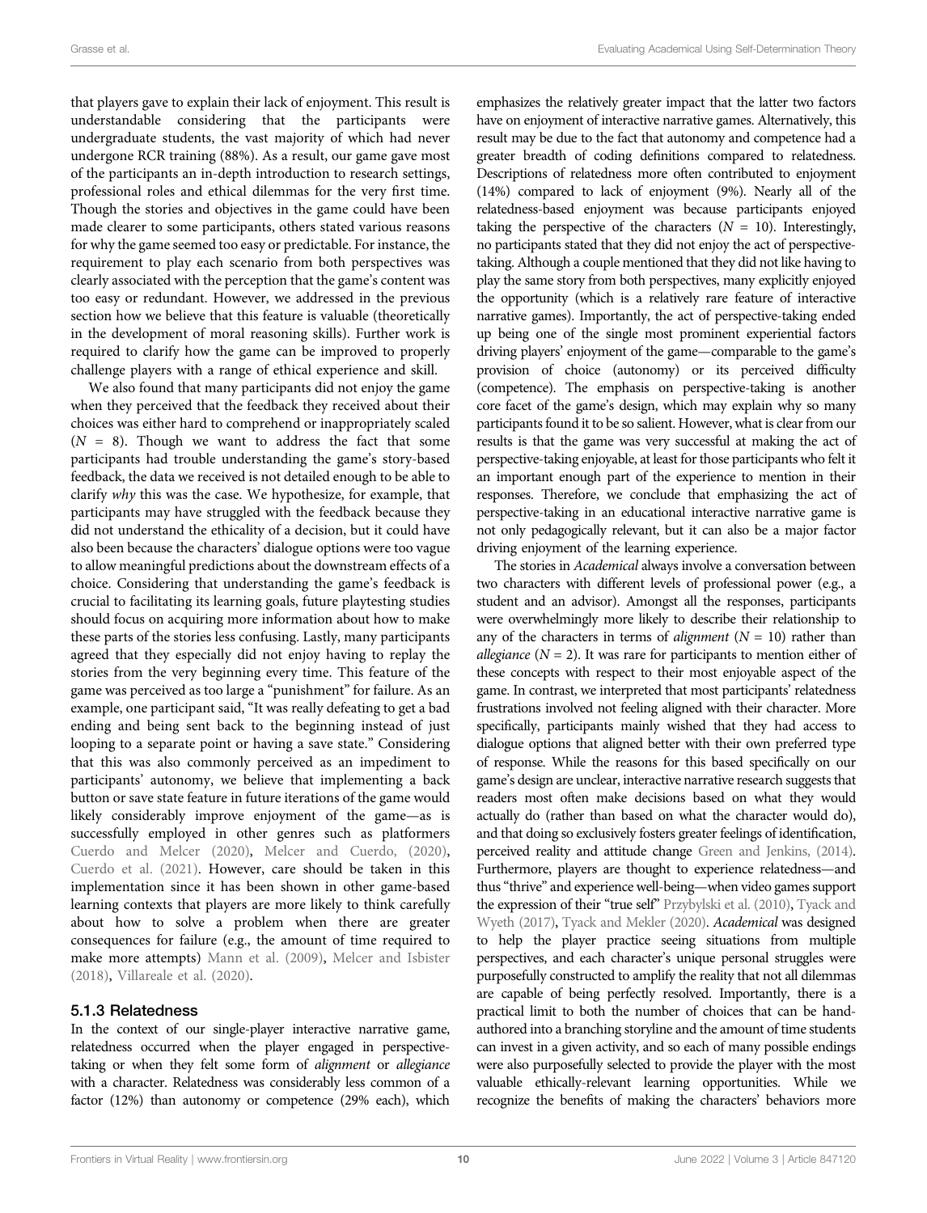that players gave to explain their lack of enjoyment. This result is understandable considering that the participants were undergraduate students, the vast majority of which had never undergone RCR training (88%). As a result, our game gave most of the participants an in-depth introduction to research settings, professional roles and ethical dilemmas for the very first time. Though the stories and objectives in the game could have been made clearer to some participants, others stated various reasons for why the game seemed too easy or predictable. For instance, the requirement to play each scenario from both perspectives was clearly associated with the perception that the game's content was too easy or redundant. However, we addressed in the previous section how we believe that this feature is valuable (theoretically in the development of moral reasoning skills). Further work is required to clarify how the game can be improved to properly challenge players with a range of ethical experience and skill.

We also found that many participants did not enjoy the game when they perceived that the feedback they received about their choices was either hard to comprehend or inappropriately scaled ($N$ = 8). Though we want to address the fact that some participants had trouble understanding the game's story-based feedback, the data we received is not detailed enough to be able to clarify *why* this was the case. We hypothesize, for example, that participants may have struggled with the feedback because they did not understand the ethicality of a decision, but it could have also been because the characters' dialogue options were too vague to allow meaningful predictions about the downstream effects of a choice. Considering that understanding the game's feedback is crucial to facilitating its learning goals, future playtesting studies should focus on acquiring more information about how to make these parts of the stories less confusing. Lastly, many participants agreed that they especially did not enjoy having to replay the stories from the very beginning every time. This feature of the game was perceived as too large a "punishment" for failure. As an example, one participant said, "It was really defeating to get a bad ending and being sent back to the beginning instead of just looping to a separate point or having a save state." Considering that this was also commonly perceived as an impediment to participants' autonomy, we believe that implementing a back button or save state feature in future iterations of the game would likely considerably improve enjoyment of the game—as is successfully employed in other genres such as platformers Cuerdo and Melcer (2020), Melcer and Cuerdo, (2020), Cuerdo et al. (2021). However, care should be taken in this implementation since it has been shown in other game-based learning contexts that players are more likely to think carefully about how to solve a problem when there are greater consequences for failure (e.g., the amount of time required to make more attempts) Mann et al. (2009), Melcer and Isbister (2018), Villareale et al. (2020).

### 5.1.3 Relatedness

In the context of our single-player interactive narrative game, relatedness occurred when the player engaged in perspective-taking or when they felt some form of *alignment* or *allegiance* with a character. Relatedness was considerably less common of a factor (12%) than autonomy or competence (29% each), which emphasizes the relatively greater impact that the latter two factors have on enjoyment of interactive narrative games. Alternatively, this result may be due to the fact that autonomy and competence had a greater breadth of coding definitions compared to relatedness. Descriptions of relatedness more often contributed to enjoyment (14%) compared to lack of enjoyment (9%). Nearly all of the relatedness-based enjoyment was because participants enjoyed taking the perspective of the characters ($N$ = 10). Interestingly, no participants stated that they did not enjoy the act of perspective-taking. Although a couple mentioned that they did not like having to play the same story from both perspectives, many explicitly enjoyed the opportunity (which is a relatively rare feature of interactive narrative games). Importantly, the act of perspective-taking ended up being one of the single most prominent experiential factors driving players' enjoyment of the game—comparable to the game's provision of choice (autonomy) or its perceived difficulty (competence). The emphasis on perspective-taking is another core facet of the game's design, which may explain why so many participants found it to be so salient. However, what is clear from our results is that the game was very successful at making the act of perspective-taking enjoyable, at least for those participants who felt it an important enough part of the experience to mention in their responses. Therefore, we conclude that emphasizing the act of perspective-taking in an educational interactive narrative game is not only pedagogically relevant, but it can also be a major factor driving enjoyment of the learning experience.

The stories in *Academical* always involve a conversation between two characters with different levels of professional power (e.g., a student and an advisor). Amongst all the responses, participants were overwhelmingly more likely to describe their relationship to any of the characters in terms of *alignment* ($N$ = 10) rather than *allegiance* ($N$ = 2). It was rare for participants to mention either of these concepts with respect to their most enjoyable aspect of the game. In contrast, we interpreted that most participants' relatedness frustrations involved not feeling aligned with their character. More specifically, participants mainly wished that they had access to dialogue options that aligned better with their own preferred type of response. While the reasons for this based specifically on our game's design are unclear, interactive narrative research suggests that readers most often make decisions based on what they would actually do (rather than based on what the character would do), and that doing so exclusively fosters greater feelings of identification, perceived reality and attitude change Green and Jenkins, (2014). Furthermore, players are thought to experience relatedness—and thus "thrive" and experience well-being—when video games support the expression of their "true self" Przybylski et al. (2010), Tyack and Wyeth (2017), Tyack and Mekler (2020). *Academical* was designed to help the player practice seeing situations from multiple perspectives, and each character's unique personal struggles were purposefully constructed to amplify the reality that not all dilemmas are capable of being perfectly resolved. Importantly, there is a practical limit to both the number of choices that can be hand-authored into a branching storyline and the amount of time students can invest in a given activity, and so each of many possible endings were also purposefully selected to provide the player with the most valuable ethically-relevant learning opportunities. While we recognize the benefits of making the characters' behaviors more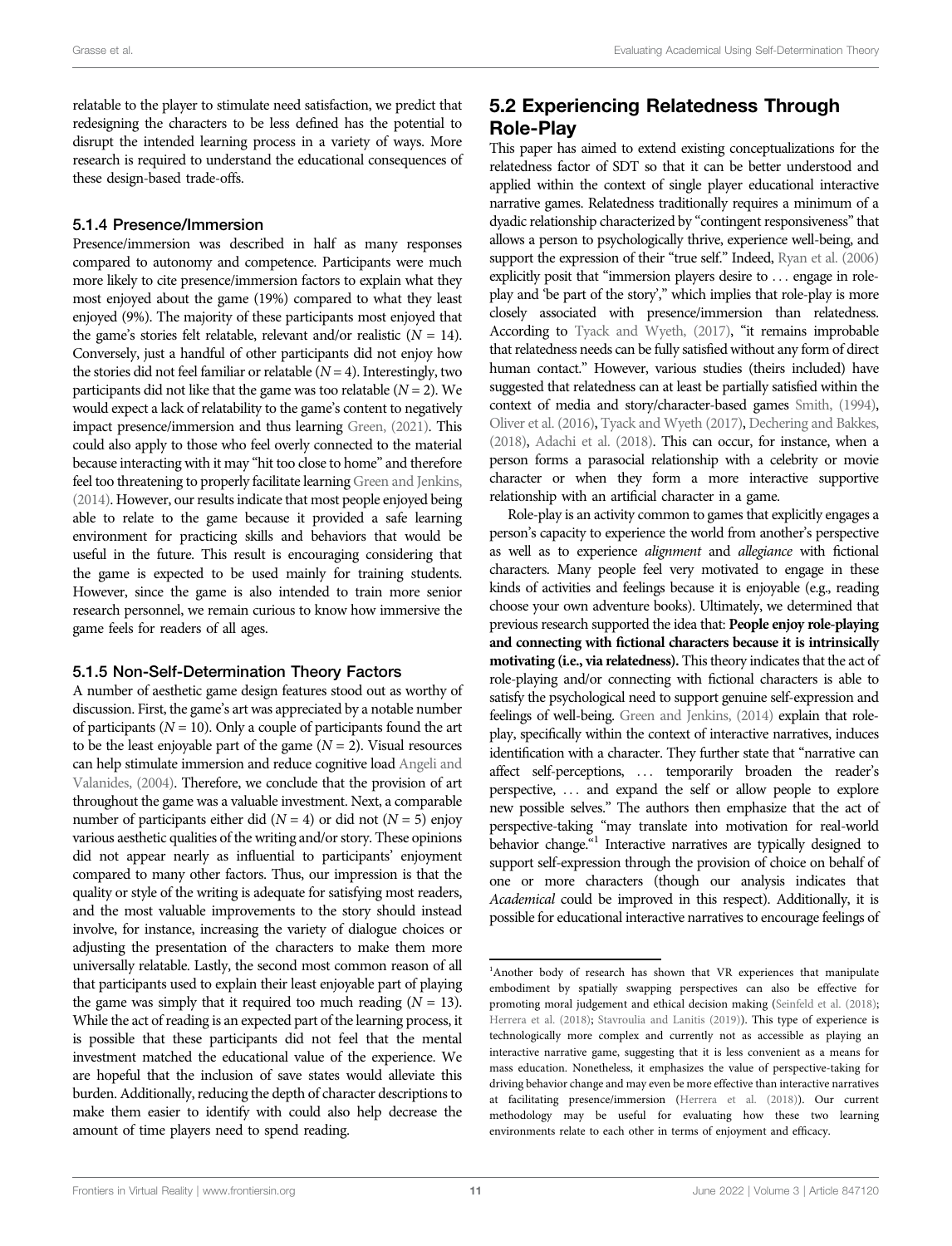relatable to the player to stimulate need satisfaction, we predict that redesigning the characters to be less defined has the potential to disrupt the intended learning process in a variety of ways. More research is required to understand the educational consequences of these design-based trade-offs.

### 5.1.4 Presence/Immersion

Presence/immersion was described in half as many responses compared to autonomy and competence. Participants were much more likely to cite presence/immersion factors to explain what they most enjoyed about the game (19%) compared to what they least enjoyed (9%). The majority of these participants most enjoyed that the game's stories felt relatable, relevant and/or realistic ($N = 14$). Conversely, just a handful of other participants did not enjoy how the stories did not feel familiar or relatable ($N = 4$). Interestingly, two participants did not like that the game was too relatable ($N = 2$). We would expect a lack of relatability to the game's content to negatively impact presence/immersion and thus learning Green, (2021). This could also apply to those who feel overly connected to the material because interacting with it may "hit too close to home" and therefore feel too threatening to properly facilitate learning Green and Jenkins, (2014). However, our results indicate that most people enjoyed being able to relate to the game because it provided a safe learning environment for practicing skills and behaviors that would be useful in the future. This result is encouraging considering that the game is expected to be used mainly for training students. However, since the game is also intended to train more senior research personnel, we remain curious to know how immersive the game feels for readers of all ages.

### 5.1.5 Non-Self-Determination Theory Factors

A number of aesthetic game design features stood out as worthy of discussion. First, the game's art was appreciated by a notable number of participants ($N = 10$). Only a couple of participants found the art to be the least enjoyable part of the game ($N = 2$). Visual resources can help stimulate immersion and reduce cognitive load Angeli and Valanides, (2004). Therefore, we conclude that the provision of art throughout the game was a valuable investment. Next, a comparable number of participants either did ($N = 4$) or did not ($N = 5$) enjoy various aesthetic qualities of the writing and/or story. These opinions did not appear nearly as influential to participants' enjoyment compared to many other factors. Thus, our impression is that the quality or style of the writing is adequate for satisfying most readers, and the most valuable improvements to the story should instead involve, for instance, increasing the variety of dialogue choices or adjusting the presentation of the characters to make them more universally relatable. Lastly, the second most common reason of all that participants used to explain their least enjoyable part of playing the game was simply that it required too much reading ($N = 13$). While the act of reading is an expected part of the learning process, it is possible that these participants did not feel that the mental investment matched the educational value of the experience. We are hopeful that the inclusion of save states would alleviate this burden. Additionally, reducing the depth of character descriptions to make them easier to identify with could also help decrease the amount of time players need to spend reading.

## 5.2 Experiencing Relatedness Through Role-Play

This paper has aimed to extend existing conceptualizations for the relatedness factor of SDT so that it can be better understood and applied within the context of single player educational interactive narrative games. Relatedness traditionally requires a minimum of a dyadic relationship characterized by "contingent responsiveness" that allows a person to psychologically thrive, experience well-being, and support the expression of their "true self." Indeed, Ryan et al. (2006) explicitly posit that "immersion players desire to … engage in role-play and 'be part of the story'," which implies that role-play is more closely associated with presence/immersion than relatedness. According to Tyack and Wyeth, (2017), "it remains improbable that relatedness needs can be fully satisfied without any form of direct human contact." However, various studies (theirs included) have suggested that relatedness can at least be partially satisfied within the context of media and story/character-based games Smith, (1994), Oliver et al. (2016), Tyack and Wyeth (2017), Dechering and Bakkes, (2018), Adachi et al. (2018). This can occur, for instance, when a person forms a parasocial relationship with a celebrity or movie character or when they form a more interactive supportive relationship with an artificial character in a game.

Role-play is an activity common to games that explicitly engages a person's capacity to experience the world from another's perspective as well as to experience *alignment* and *allegiance* with fictional characters. Many people feel very motivated to engage in these kinds of activities and feelings because it is enjoyable (e.g., reading choose your own adventure books). Ultimately, we determined that previous research supported the idea that: **People enjoy role-playing and connecting with fictional characters because it is intrinsically motivating (i.e., via relatedness).** This theory indicates that the act of role-playing and/or connecting with fictional characters is able to satisfy the psychological need to support genuine self-expression and feelings of well-being. Green and Jenkins, (2014) explain that role-play, specifically within the context of interactive narratives, induces identification with a character. They further state that "narrative can affect self-perceptions, … temporarily broaden the reader's perspective, … and expand the self or allow people to explore new possible selves." The authors then emphasize that the act of perspective-taking "may translate into motivation for real-world behavior change."[1] Interactive narratives are typically designed to support self-expression through the provision of choice on behalf of one or more characters (though our analysis indicates that *Academical* could be improved in this respect). Additionally, it is possible for educational interactive narratives to encourage feelings of

[1]Another body of research has shown that VR experiences that manipulate embodiment by spatially swapping perspectives can also be effective for promoting moral judgement and ethical decision making (Seinfeld et al. (2018); Herrera et al. (2018); Stavroulia and Lanitis (2019)). This type of experience is technologically more complex and currently not as accessible as playing an interactive narrative game, suggesting that it is less convenient as a means for mass education. Nonetheless, it emphasizes the value of perspective-taking for driving behavior change and may even be more effective than interactive narratives at facilitating presence/immersion (Herrera et al. (2018)). Our current methodology may be useful for evaluating how these two learning environments relate to each other in terms of enjoyment and efficacy.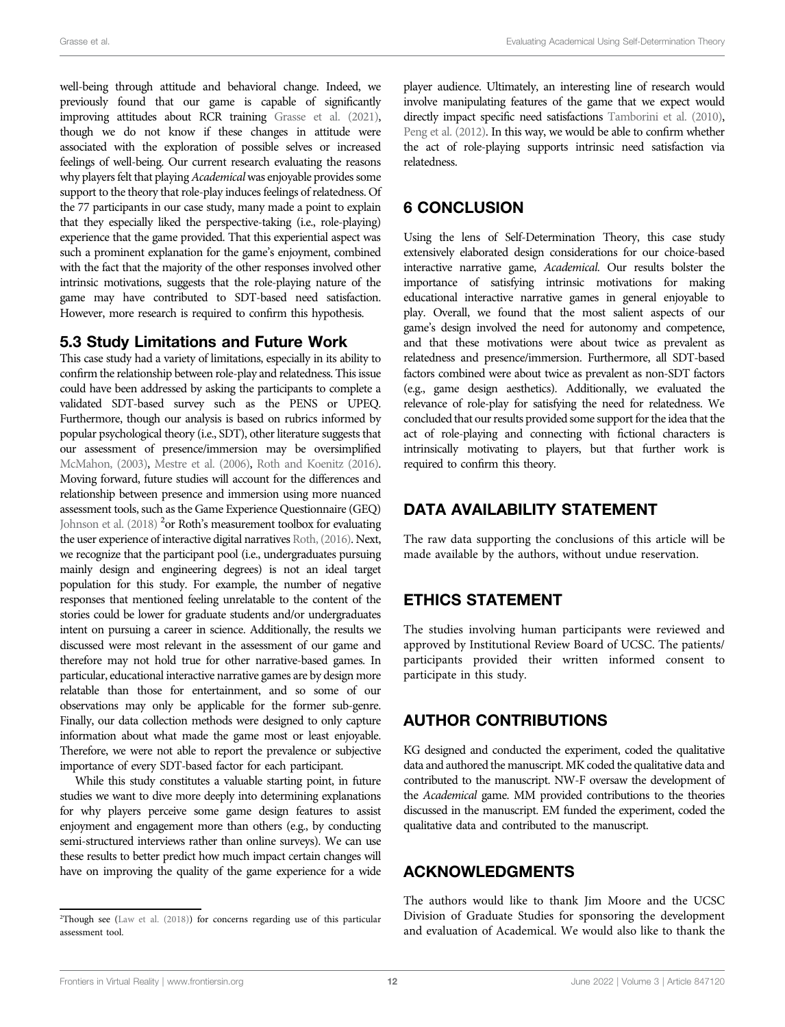well-being through attitude and behavioral change. Indeed, we previously found that our game is capable of significantly improving attitudes about RCR training Grasse et al. (2021), though we do not know if these changes in attitude were associated with the exploration of possible selves or increased feelings of well-being. Our current research evaluating the reasons why players felt that playing *Academical* was enjoyable provides some support to the theory that role-play induces feelings of relatedness. Of the 77 participants in our case study, many made a point to explain that they especially liked the perspective-taking (i.e., role-playing) experience that the game provided. That this experiential aspect was such a prominent explanation for the game's enjoyment, combined with the fact that the majority of the other responses involved other intrinsic motivations, suggests that the role-playing nature of the game may have contributed to SDT-based need satisfaction. However, more research is required to confirm this hypothesis.

### 5.3 Study Limitations and Future Work

This case study had a variety of limitations, especially in its ability to confirm the relationship between role-play and relatedness. This issue could have been addressed by asking the participants to complete a validated SDT-based survey such as the PENS or UPEQ. Furthermore, though our analysis is based on rubrics informed by popular psychological theory (i.e., SDT), other literature suggests that our assessment of presence/immersion may be oversimplified McMahon, (2003), Mestre et al. (2006), Roth and Koenitz (2016). Moving forward, future studies will account for the differences and relationship between presence and immersion using more nuanced assessment tools, such as the Game Experience Questionnaire (GEQ) Johnson et al. (2018) [2]or Roth's measurement toolbox for evaluating the user experience of interactive digital narratives Roth, (2016). Next, we recognize that the participant pool (i.e., undergraduates pursuing mainly design and engineering degrees) is not an ideal target population for this study. For example, the number of negative responses that mentioned feeling unrelatable to the content of the stories could be lower for graduate students and/or undergraduates intent on pursuing a career in science. Additionally, the results we discussed were most relevant in the assessment of our game and therefore may not hold true for other narrative-based games. In particular, educational interactive narrative games are by design more relatable than those for entertainment, and so some of our observations may only be applicable for the former sub-genre. Finally, our data collection methods were designed to only capture information about what made the game most or least enjoyable. Therefore, we were not able to report the prevalence or subjective importance of every SDT-based factor for each participant.

While this study constitutes a valuable starting point, in future studies we want to dive more deeply into determining explanations for why players perceive some game design features to assist enjoyment and engagement more than others (e.g., by conducting semi-structured interviews rather than online surveys). We can use these results to better predict how much impact certain changes will have on improving the quality of the game experience for a wide player audience. Ultimately, an interesting line of research would involve manipulating features of the game that we expect would directly impact specific need satisfactions Tamborini et al. (2010), Peng et al. (2012). In this way, we would be able to confirm whether the act of role-playing supports intrinsic need satisfaction via relatedness.

[2]Though see (Law et al. (2018)) for concerns regarding use of this particular assessment tool.

## 6 CONCLUSION

Using the lens of Self-Determination Theory, this case study extensively elaborated design considerations for our choice-based interactive narrative game, *Academical*. Our results bolster the importance of satisfying intrinsic motivations for making educational interactive narrative games in general enjoyable to play. Overall, we found that the most salient aspects of our game's design involved the need for autonomy and competence, and that these motivations were about twice as prevalent as relatedness and presence/immersion. Furthermore, all SDT-based factors combined were about twice as prevalent as non-SDT factors (e.g., game design aesthetics). Additionally, we evaluated the relevance of role-play for satisfying the need for relatedness. We concluded that our results provided some support for the idea that the act of role-playing and connecting with fictional characters is intrinsically motivating to players, but that further work is required to confirm this theory.

## DATA AVAILABILITY STATEMENT

The raw data supporting the conclusions of this article will be made available by the authors, without undue reservation.

## ETHICS STATEMENT

The studies involving human participants were reviewed and approved by Institutional Review Board of UCSC. The patients/participants provided their written informed consent to participate in this study.

## AUTHOR CONTRIBUTIONS

KG designed and conducted the experiment, coded the qualitative data and authored the manuscript. MK coded the qualitative data and contributed to the manuscript. NW-F oversaw the development of the *Academical* game. MM provided contributions to the theories discussed in the manuscript. EM funded the experiment, coded the qualitative data and contributed to the manuscript.

## ACKNOWLEDGMENTS

The authors would like to thank Jim Moore and the UCSC Division of Graduate Studies for sponsoring the development and evaluation of Academical. We would also like to thank the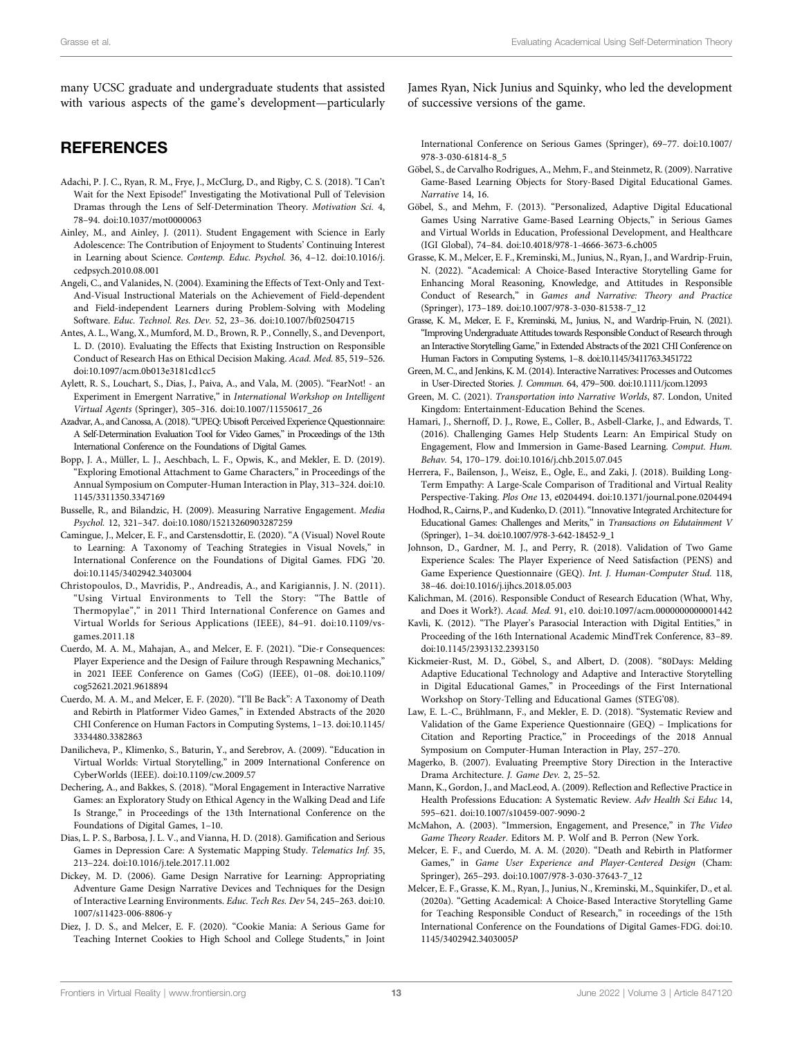many UCSC graduate and undergraduate students that assisted with various aspects of the game's development—particularly James Ryan, Nick Junius and Squinky, who led the development of successive versions of the game.

## REFERENCES

Adachi, P. J. C., Ryan, R. M., Frye, J., McClurg, D., and Rigby, C. S. (2018). "I Can't Wait for the Next Episode!" Investigating the Motivational Pull of Television Dramas through the Lens of Self-Determination Theory. *Motivation Sci.* 4, 78–94. doi:10.1037/mot0000063

Ainley, M., and Ainley, J. (2011). Student Engagement with Science in Early Adolescence: The Contribution of Enjoyment to Students' Continuing Interest in Learning about Science. *Contemp. Educ. Psychol.* 36, 4–12. doi:10.1016/j.cedpsych.2010.08.001

Angeli, C., and Valanides, N. (2004). Examining the Effects of Text-Only and Text-And-Visual Instructional Materials on the Achievement of Field-dependent and Field-independent Learners during Problem-Solving with Modeling Software. *Educ. Technol. Res. Dev.* 52, 23–36. doi:10.1007/bf02504715

Antes, A. L., Wang, X., Mumford, M. D., Brown, R. P., Connelly, S., and Devenport, L. D. (2010). Evaluating the Effects that Existing Instruction on Responsible Conduct of Research Has on Ethical Decision Making. *Acad. Med.* 85, 519–526. doi:10.1097/acm.0b013e3181cd1cc5

Aylett, R. S., Louchart, S., Dias, J., Paiva, A., and Vala, M. (2005). "FearNot! - an Experiment in Emergent Narrative," in *International Workshop on Intelligent Virtual Agents* (Springer), 305–316. doi:10.1007/11550617_26

Azadvar, A., and Canossa, A. (2018). "UPEQ: Ubisoft Perceived Experience Qquestionnaire: A Self-Determination Evaluation Tool for Video Games," in Proceedings of the 13th International Conference on the Foundations of Digital Games.

Bopp, J. A., Müller, L. J., Aeschbach, L. F., Opwis, K., and Mekler, E. D. (2019). "Exploring Emotional Attachment to Game Characters," in Proceedings of the Annual Symposium on Computer-Human Interaction in Play, 313–324. doi:10.1145/3311350.3347169

Busselle, R., and Bilandzic, H. (2009). Measuring Narrative Engagement. *Media Psychol.* 12, 321–347. doi:10.1080/15213260903287259

Camingue, J., Melcer, E. F., and Carstensdottir, E. (2020). "A (Visual) Novel Route to Learning: A Taxonomy of Teaching Strategies in Visual Novels," in International Conference on the Foundations of Digital Games. FDG '20. doi:10.1145/3402942.3403004

Christopoulos, D., Mavridis, P., Andreadis, A., and Karigiannis, J. N. (2011). "Using Virtual Environments to Tell the Story: "The Battle of Thermopylae"," in 2011 Third International Conference on Games and Virtual Worlds for Serious Applications (IEEE), 84–91. doi:10.1109/vs-games.2011.18

Cuerdo, M. A. M., Mahajan, A., and Melcer, E. F. (2021). "Die-r Consequences: Player Experience and the Design of Failure through Respawning Mechanics," in 2021 IEEE Conference on Games (CoG) (IEEE), 01–08. doi:10.1109/cog52621.2021.9618894

Cuerdo, M. A. M., and Melcer, E. F. (2020). "I'll Be Back": A Taxonomy of Death and Rebirth in Platformer Video Games," in Extended Abstracts of the 2020 CHI Conference on Human Factors in Computing Systems, 1–13. doi:10.1145/3334480.3382863

Danilicheva, P., Klimenko, S., Baturin, Y., and Serebrov, A. (2009). "Education in Virtual Worlds: Virtual Storytelling," in 2009 International Conference on CyberWorlds (IEEE). doi:10.1109/cw.2009.57

Dechering, A., and Bakkes, S. (2018). "Moral Engagement in Interactive Narrative Games: an Exploratory Study on Ethical Agency in the Walking Dead and Life Is Strange," in Proceedings of the 13th International Conference on the Foundations of Digital Games, 1–10.

Dias, L. P. S., Barbosa, J. L. V., and Vianna, H. D. (2018). Gamification and Serious Games in Depression Care: A Systematic Mapping Study. *Telematics Inf.* 35, 213–224. doi:10.1016/j.tele.2017.11.002

Dickey, M. D. (2006). Game Design Narrative for Learning: Appropriating Adventure Game Design Narrative Devices and Techniques for the Design of Interactive Learning Environments. *Educ. Tech Res. Dev* 54, 245–263. doi:10.1007/s11423-006-8806-y

Diez, J. D. S., and Melcer, E. F. (2020). "Cookie Mania: A Serious Game for Teaching Internet Cookies to High School and College Students," in Joint International Conference on Serious Games (Springer), 69–77. doi:10.1007/978-3-030-61814-8_5

Göbel, S., de Carvalho Rodrigues, A., Mehm, F., and Steinmetz, R. (2009). Narrative Game-Based Learning Objects for Story-Based Digital Educational Games. *Narrative* 14, 16.

Göbel, S., and Mehm, F. (2013). "Personalized, Adaptive Digital Educational Games Using Narrative Game-Based Learning Objects," in Serious Games and Virtual Worlds in Education, Professional Development, and Healthcare (IGI Global), 74–84. doi:10.4018/978-1-4666-3673-6.ch005

Grasse, K. M., Melcer, E. F., Kreminski, M., Junius, N., Ryan, J., and Wardrip-Fruin, N. (2022). "Academical: A Choice-Based Interactive Storytelling Game for Enhancing Moral Reasoning, Knowledge, and Attitudes in Responsible Conduct of Research," in *Games and Narrative: Theory and Practice* (Springer), 173–189. doi:10.1007/978-3-030-81538-7_12

Grasse, K. M., Melcer, E. F., Kreminski, M., Junius, N., and Wardrip-Fruin, N. (2021). "Improving Undergraduate Attitudes towards Responsible Conduct of Research through an Interactive Storytelling Game," in Extended Abstracts of the 2021 CHI Conference on Human Factors in Computing Systems, 1–8. doi:10.1145/3411763.3451722

Green, M. C., and Jenkins, K. M. (2014). Interactive Narratives: Processes and Outcomes in User-Directed Stories. *J. Commun.* 64, 479–500. doi:10.1111/jcom.12093

Green, M. C. (2021). *Transportation into Narrative Worlds*, 87. London, United Kingdom: Entertainment-Education Behind the Scenes.

Hamari, J., Shernoff, D. J., Rowe, E., Coller, B., Asbell-Clarke, J., and Edwards, T. (2016). Challenging Games Help Students Learn: An Empirical Study on Engagement, Flow and Immersion in Game-Based Learning. *Comput. Hum. Behav.* 54, 170–179. doi:10.1016/j.chb.2015.07.045

Herrera, F., Bailenson, J., Weisz, E., Ogle, E., and Zaki, J. (2018). Building Long-Term Empathy: A Large-Scale Comparison of Traditional and Virtual Reality Perspective-Taking. *Plos One* 13, e0204494. doi:10.1371/journal.pone.0204494

Hodhod, R., Cairns, P., and Kudenko, D. (2011). "Innovative Integrated Architecture for Educational Games: Challenges and Merits," in *Transactions on Edutainment V* (Springer), 1–34. doi:10.1007/978-3-642-18452-9_1

Johnson, D., Gardner, M. J., and Perry, R. (2018). Validation of Two Game Experience Scales: The Player Experience of Need Satisfaction (PENS) and Game Experience Questionnaire (GEQ). *Int. J. Human-Computer Stud.* 118, 38–46. doi:10.1016/j.ijhcs.2018.05.003

Kalichman, M. (2016). Responsible Conduct of Research Education (What, Why, and Does it Work?). *Acad. Med.* 91, e10. doi:10.1097/acm.0000000000001442

Kavli, K. (2012). "The Player's Parasocial Interaction with Digital Entities," in Proceeding of the 16th International Academic MindTrek Conference, 83–89. doi:10.1145/2393132.2393150

Kickmeier-Rust, M. D., Göbel, S., and Albert, D. (2008). "80Days: Melding Adaptive Educational Technology and Adaptive and Interactive Storytelling in Digital Educational Games," in Proceedings of the First International Workshop on Story-Telling and Educational Games (STEG'08).

Law, E. L.-C., Brühlmann, F., and Mekler, E. D. (2018). "Systematic Review and Validation of the Game Experience Questionnaire (GEQ) – Implications for Citation and Reporting Practice," in Proceedings of the 2018 Annual Symposium on Computer-Human Interaction in Play, 257–270.

Magerko, B. (2007). Evaluating Preemptive Story Direction in the Interactive Drama Architecture. *J. Game Dev.* 2, 25–52.

Mann, K., Gordon, J., and MacLeod, A. (2009). Reflection and Reflective Practice in Health Professions Education: A Systematic Review. *Adv Health Sci Educ* 14, 595–621. doi:10.1007/s10459-007-9090-2

McMahon, A. (2003). "Immersion, Engagement, and Presence," in *The Video Game Theory Reader*. Editors M. P. Wolf and B. Perron (New York.

Melcer, E. F., and Cuerdo, M. A. M. (2020). "Death and Rebirth in Platformer Games," in *Game User Experience and Player-Centered Design* (Cham: Springer), 265–293. doi:10.1007/978-3-030-37643-7_12

Melcer, E. F., Grasse, K. M., Ryan, J., Junius, N., Kreminski, M., Squinkifer, D., et al. (2020a). "Getting Academical: A Choice-Based Interactive Storytelling Game for Teaching Responsible Conduct of Research," in roceedings of the 15th International Conference on the Foundations of Digital Games-FDG. doi:10.1145/3402942.3403005P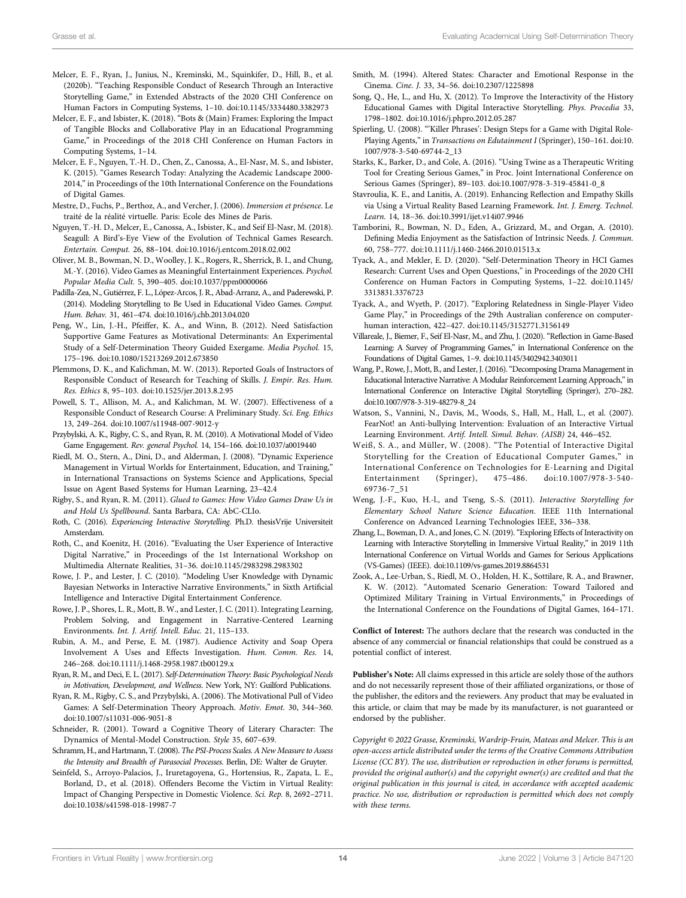Melcer, E. F., Ryan, J., Junius, N., Kreminski, M., Squinkifer, D., Hill, B., et al. (2020b). "Teaching Responsible Conduct of Research Through an Interactive Storytelling Game," in Extended Abstracts of the 2020 CHI Conference on Human Factors in Computing Systems, 1–10. doi:10.1145/3334480.3382973

Melcer, E. F., and Isbister, K. (2018). "Bots & (Main) Frames: Exploring the Impact of Tangible Blocks and Collaborative Play in an Educational Programming Game," in Proceedings of the 2018 CHI Conference on Human Factors in Computing Systems, 1–14.

Melcer, E. F., Nguyen, T.-H. D., Chen, Z., Canossa, A., El-Nasr, M. S., and Isbister, K. (2015). "Games Research Today: Analyzing the Academic Landscape 2000-2014," in Proceedings of the 10th International Conference on the Foundations of Digital Games.

Mestre, D., Fuchs, P., Berthoz, A., and Vercher, J. (2006). *Immersion et présence*. Le traité de la réalité virtuelle. Paris: Ecole des Mines de Paris.

Nguyen, T.-H. D., Melcer, E., Canossa, A., Isbister, K., and Seif El-Nasr, M. (2018). Seagull: A Bird's-Eye View of the Evolution of Technical Games Research. *Entertain. Comput.* 26, 88–104. doi:10.1016/j.entcom.2018.02.002

Oliver, M. B., Bowman, N. D., Woolley, J. K., Rogers, R., Sherrick, B. I., and Chung, M.-Y. (2016). Video Games as Meaningful Entertainment Experiences. *Psychol. Popular Media Cult.* 5, 390–405. doi:10.1037/ppm0000066

Padilla-Zea, N., Gutiérrez, F. L., López-Arcos, J. R., Abad-Arranz, A., and Paderewski, P. (2014). Modeling Storytelling to Be Used in Educational Video Games. *Comput. Hum. Behav.* 31, 461–474. doi:10.1016/j.chb.2013.04.020

Peng, W., Lin, J.-H., Pfeiffer, K. A., and Winn, B. (2012). Need Satisfaction Supportive Game Features as Motivational Determinants: An Experimental Study of a Self-Determination Theory Guided Exergame. *Media Psychol.* 15, 175–196. doi:10.1080/15213269.2012.673850

Plemmons, D. K., and Kalichman, M. W. (2013). Reported Goals of Instructors of Responsible Conduct of Research for Teaching of Skills. *J. Empir. Res. Hum. Res. Ethics* 8, 95–103. doi:10.1525/jer.2013.8.2.95

Powell, S. T., Allison, M. A., and Kalichman, M. W. (2007). Effectiveness of a Responsible Conduct of Research Course: A Preliminary Study. *Sci. Eng. Ethics* 13, 249–264. doi:10.1007/s11948-007-9012-y

Przybylski, A. K., Rigby, C. S., and Ryan, R. M. (2010). A Motivational Model of Video Game Engagement. *Rev. general Psychol.* 14, 154–166. doi:10.1037/a0019440

Riedl, M. O., Stern, A., Dini, D., and Alderman, J. (2008). "Dynamic Experience Management in Virtual Worlds for Entertainment, Education, and Training," in International Transactions on Systems Science and Applications, Special Issue on Agent Based Systems for Human Learning, 23–42.4

Rigby, S., and Ryan, R. M. (2011). *Glued to Games: How Video Games Draw Us in and Hold Us Spellbound*. Santa Barbara, CA: AbC-CLIo.

Roth, C. (2016). *Experiencing Interactive Storytelling*. Ph.D. thesisVrije Universiteit Amsterdam.

Roth, C., and Koenitz, H. (2016). "Evaluating the User Experience of Interactive Digital Narrative," in Proceedings of the 1st International Workshop on Multimedia Alternate Realities, 31–36. doi:10.1145/2983298.2983302

Rowe, J. P., and Lester, J. C. (2010). "Modeling User Knowledge with Dynamic Bayesian Networks in Interactive Narrative Environments," in Sixth Artificial Intelligence and Interactive Digital Entertainment Conference.

Rowe, J. P., Shores, L. R., Mott, B. W., and Lester, J. C. (2011). Integrating Learning, Problem Solving, and Engagement in Narrative-Centered Learning Environments. *Int. J. Artif. Intell. Educ.* 21, 115–133.

Rubin, A. M., and Perse, E. M. (1987). Audience Activity and Soap Opera Involvement A Uses and Effects Investigation. *Hum. Comm. Res.* 14, 246–268. doi:10.1111/j.1468-2958.1987.tb00129.x

Ryan, R. M., and Deci, E. L. (2017). *Self-Determination Theory: Basic Psychological Needs in Motivation, Development, and Wellness*. New York, NY: Guilford Publications.

Ryan, R. M., Rigby, C. S., and Przybylski, A. (2006). The Motivational Pull of Video Games: A Self-Determination Theory Approach. *Motiv. Emot.* 30, 344–360. doi:10.1007/s11031-006-9051-8

Schneider, R. (2001). Toward a Cognitive Theory of Literary Character: The Dynamics of Mental-Model Construction. *Style* 35, 607–639.

Schramm, H., and Hartmann, T. (2008). *The PSI-Process Scales. A New Measure to Assess the Intensity and Breadth of Parasocial Processes*. Berlin, DE: Walter de Gruyter.

Seinfeld, S., Arroyo-Palacios, J., Iruretagoyena, G., Hortensius, R., Zapata, L. E., Borland, D., et al. (2018). Offenders Become the Victim in Virtual Reality: Impact of Changing Perspective in Domestic Violence. *Sci. Rep.* 8, 2692–2711. doi:10.1038/s41598-018-19987-7

Smith, M. (1994). Altered States: Character and Emotional Response in the Cinema. *Cine. J.* 33, 34–56. doi:10.2307/1225898

Song, Q., He, L., and Hu, X. (2012). To Improve the Interactivity of the History Educational Games with Digital Interactive Storytelling. *Phys. Procedia* 33, 1798–1802. doi:10.1016/j.phpro.2012.05.287

Spierling, U. (2008). "'Killer Phrases': Design Steps for a Game with Digital Role-Playing Agents," in *Transactions on Edutainment I* (Springer), 150–161. doi:10.1007/978-3-540-69744-2_13

Starks, K., Barker, D., and Cole, A. (2016). "Using Twine as a Therapeutic Writing Tool for Creating Serious Games," in Proc. Joint International Conference on Serious Games (Springer), 89–103. doi:10.1007/978-3-319-45841-0_8

Stavroulia, K. E., and Lanitis, A. (2019). Enhancing Reflection and Empathy Skills via Using a Virtual Reality Based Learning Framework. *Int. J. Emerg. Technol. Learn.* 14, 18–36. doi:10.3991/ijet.v14i07.9946

Tamborini, R., Bowman, N. D., Eden, A., Grizzard, M., and Organ, A. (2010). Defining Media Enjoyment as the Satisfaction of Intrinsic Needs. *J. Commun.* 60, 758–777. doi:10.1111/j.1460-2466.2010.01513.x

Tyack, A., and Mekler, E. D. (2020). "Self-Determination Theory in HCI Games Research: Current Uses and Open Questions," in Proceedings of the 2020 CHI Conference on Human Factors in Computing Systems, 1–22. doi:10.1145/3313831.3376723

Tyack, A., and Wyeth, P. (2017). "Exploring Relatedness in Single-Player Video Game Play," in Proceedings of the 29th Australian conference on computer-human interaction, 422–427. doi:10.1145/3152771.3156149

Villareale, J., Biemer, F., Seif El-Nasr, M., and Zhu, J. (2020). "Reflection in Game-Based Learning: A Survey of Programming Games," in International Conference on the Foundations of Digital Games, 1–9. doi:10.1145/3402942.3403011

Wang, P., Rowe, J., Mott, B., and Lester, J. (2016). "Decomposing Drama Management in Educational Interactive Narrative: A Modular Reinforcement Learning Approach," in International Conference on Interactive Digital Storytelling (Springer), 270–282. doi:10.1007/978-3-319-48279-8_24

Watson, S., Vannini, N., Davis, M., Woods, S., Hall, M., Hall, L., et al. (2007). FearNot! an Anti-bullying Intervention: Evaluation of an Interactive Virtual Learning Environment. *Artif. Intell. Simul. Behav. (AISB)* 24, 446–452.

Weiß, S. A., and Müller, W. (2008). "The Potential of Interactive Digital Storytelling for the Creation of Educational Computer Games," in International Conference on Technologies for E-Learning and Digital Entertainment (Springer), 475–486. doi:10.1007/978-3-540-69736-7_51

Weng, J.-F., Kuo, H.-l., and Tseng, S.-S. (2011). *Interactive Storytelling for Elementary School Nature Science Education*. IEEE 11th International Conference on Advanced Learning Technologies IEEE, 336–338.

Zhang, L., Bowman, D. A., and Jones, C. N. (2019). "Exploring Effects of Interactivity on Learning with Interactive Storytelling in Immersive Virtual Reality," in 2019 11th International Conference on Virtual Worlds and Games for Serious Applications (VS-Games) (IEEE). doi:10.1109/vs-games.2019.8864531

Zook, A., Lee-Urban, S., Riedl, M. O., Holden, H. K., Sottilare, R. A., and Brawner, K. W. (2012). "Automated Scenario Generation: Toward Tailored and Optimized Military Training in Virtual Environments," in Proceedings of the International Conference on the Foundations of Digital Games, 164–171.

**Conflict of Interest:** The authors declare that the research was conducted in the absence of any commercial or financial relationships that could be construed as a potential conflict of interest.

**Publisher's Note:** All claims expressed in this article are solely those of the authors and do not necessarily represent those of their affiliated organizations, or those of the publisher, the editors and the reviewers. Any product that may be evaluated in this article, or claim that may be made by its manufacturer, is not guaranteed or endorsed by the publisher.

*Copyright © 2022 Grasse, Kreminski, Wardrip-Fruin, Mateas and Melcer. This is an open-access article distributed under the terms of the Creative Commons Attribution License (CC BY). The use, distribution or reproduction in other forums is permitted, provided the original author(s) and the copyright owner(s) are credited and that the original publication in this journal is cited, in accordance with accepted academic practice. No use, distribution or reproduction is permitted which does not comply with these terms.*